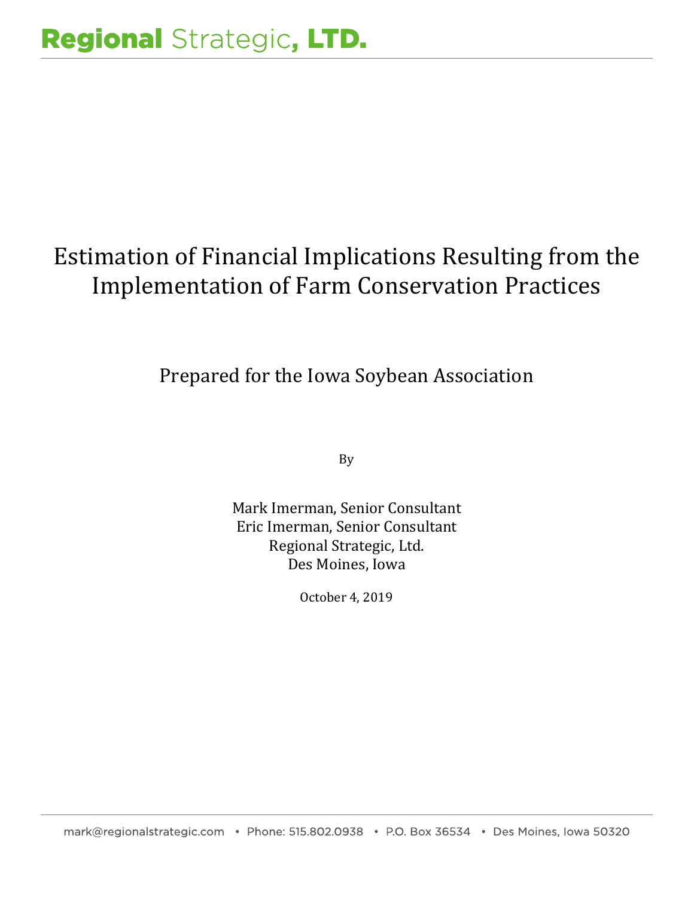# Regional Strategic, LTD.

# Estimation of Financial Implications Resulting from the Implementation of Farm Conservation Practices

## Prepared for the Iowa Soybean Association

By

Mark Imerman, Senior Consultant
Eric Imerman, Senior Consultant
Regional Strategic, Ltd.
Des Moines, Iowa

October 4, 2019

mark@regionalstrategic.com • Phone: 515.802.0938 • P.O. Box 36534 • Des Moines, Iowa 50320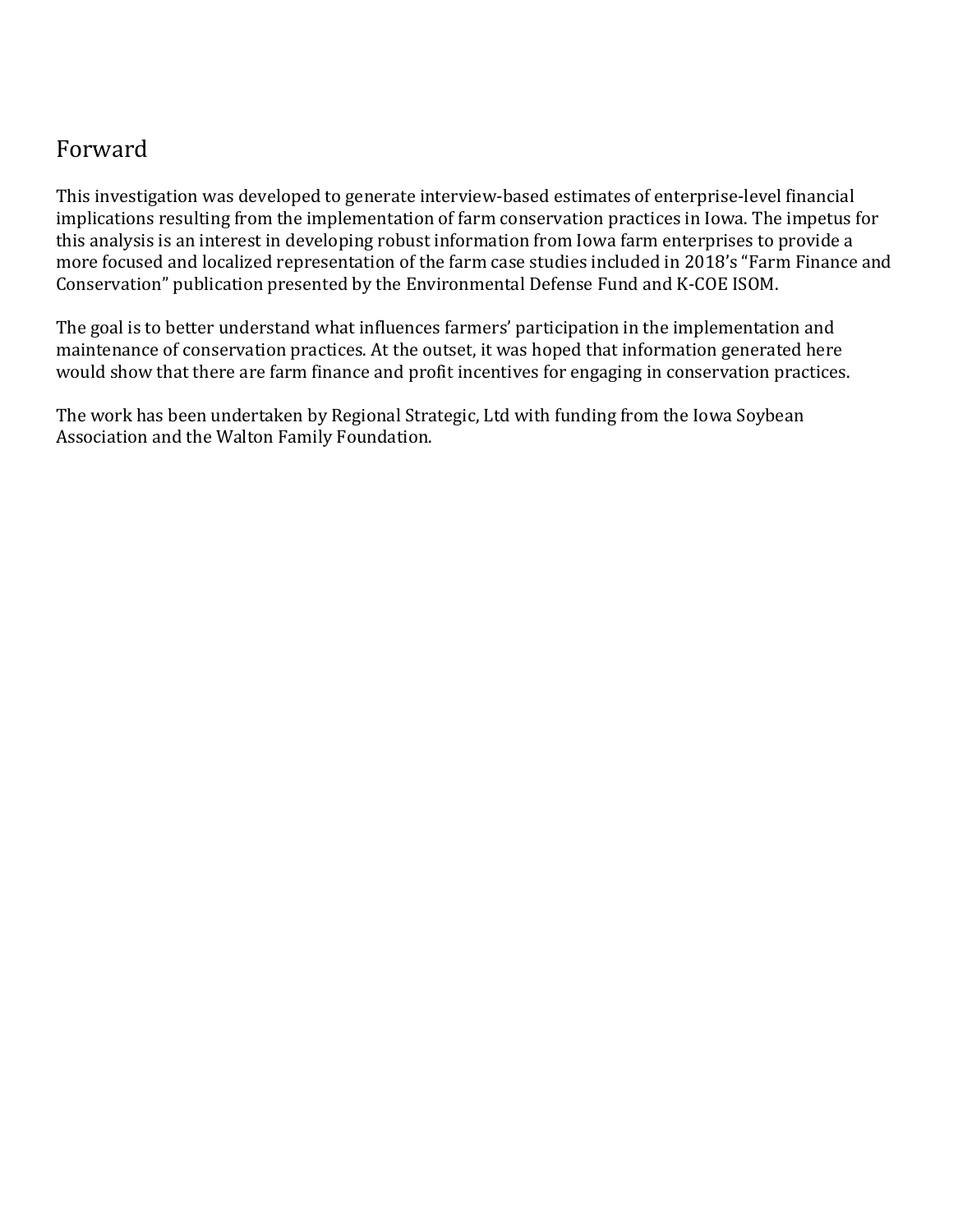## Forward

This investigation was developed to generate interview-based estimates of enterprise-level financial implications resulting from the implementation of farm conservation practices in Iowa. The impetus for this analysis is an interest in developing robust information from Iowa farm enterprises to provide a more focused and localized representation of the farm case studies included in 2018's "Farm Finance and Conservation" publication presented by the Environmental Defense Fund and K-COE ISOM.

The goal is to better understand what influences farmers' participation in the implementation and maintenance of conservation practices. At the outset, it was hoped that information generated here would show that there are farm finance and profit incentives for engaging in conservation practices.

The work has been undertaken by Regional Strategic, Ltd with funding from the Iowa Soybean Association and the Walton Family Foundation.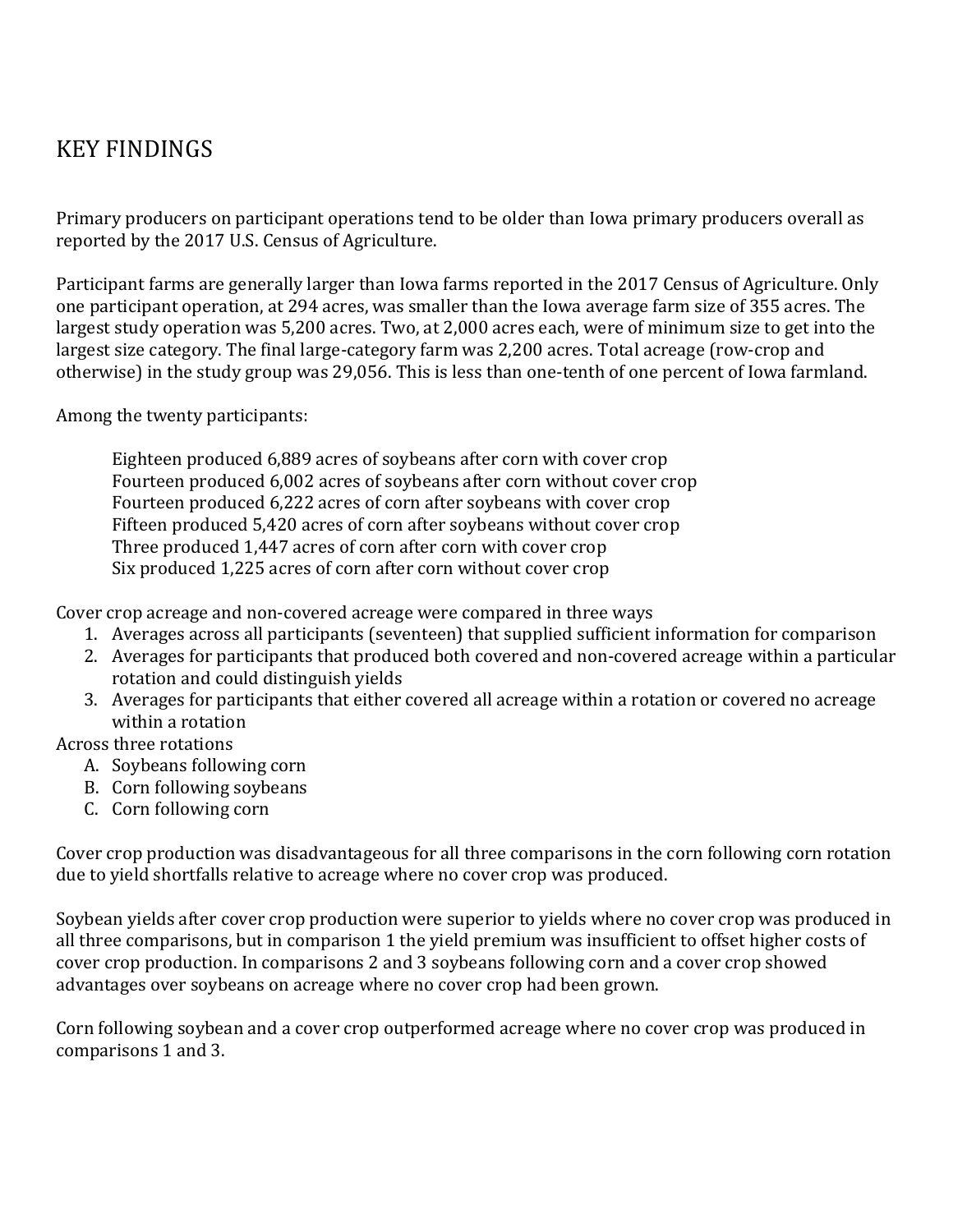# KEY FINDINGS

Primary producers on participant operations tend to be older than Iowa primary producers overall as reported by the 2017 U.S. Census of Agriculture.

Participant farms are generally larger than Iowa farms reported in the 2017 Census of Agriculture. Only one participant operation, at 294 acres, was smaller than the Iowa average farm size of 355 acres. The largest study operation was 5,200 acres. Two, at 2,000 acres each, were of minimum size to get into the largest size category. The final large-category farm was 2,200 acres. Total acreage (row-crop and otherwise) in the study group was 29,056. This is less than one-tenth of one percent of Iowa farmland.

Among the twenty participants:

> Eighteen produced 6,889 acres of soybeans after corn with cover crop
> Fourteen produced 6,002 acres of soybeans after corn without cover crop
> Fourteen produced 6,222 acres of corn after soybeans with cover crop
> Fifteen produced 5,420 acres of corn after soybeans without cover crop
> Three produced 1,447 acres of corn after corn with cover crop
> Six produced 1,225 acres of corn after corn without cover crop

Cover crop acreage and non-covered acreage were compared in three ways

1. Averages across all participants (seventeen) that supplied sufficient information for comparison
2. Averages for participants that produced both covered and non-covered acreage within a particular rotation and could distinguish yields
3. Averages for participants that either covered all acreage within a rotation or covered no acreage within a rotation

Across three rotations

A. Soybeans following corn
B. Corn following soybeans
C. Corn following corn

Cover crop production was disadvantageous for all three comparisons in the corn following corn rotation due to yield shortfalls relative to acreage where no cover crop was produced.

Soybean yields after cover crop production were superior to yields where no cover crop was produced in all three comparisons, but in comparison 1 the yield premium was insufficient to offset higher costs of cover crop production. In comparisons 2 and 3 soybeans following corn and a cover crop showed advantages over soybeans on acreage where no cover crop had been grown.

Corn following soybean and a cover crop outperformed acreage where no cover crop was produced in comparisons 1 and 3.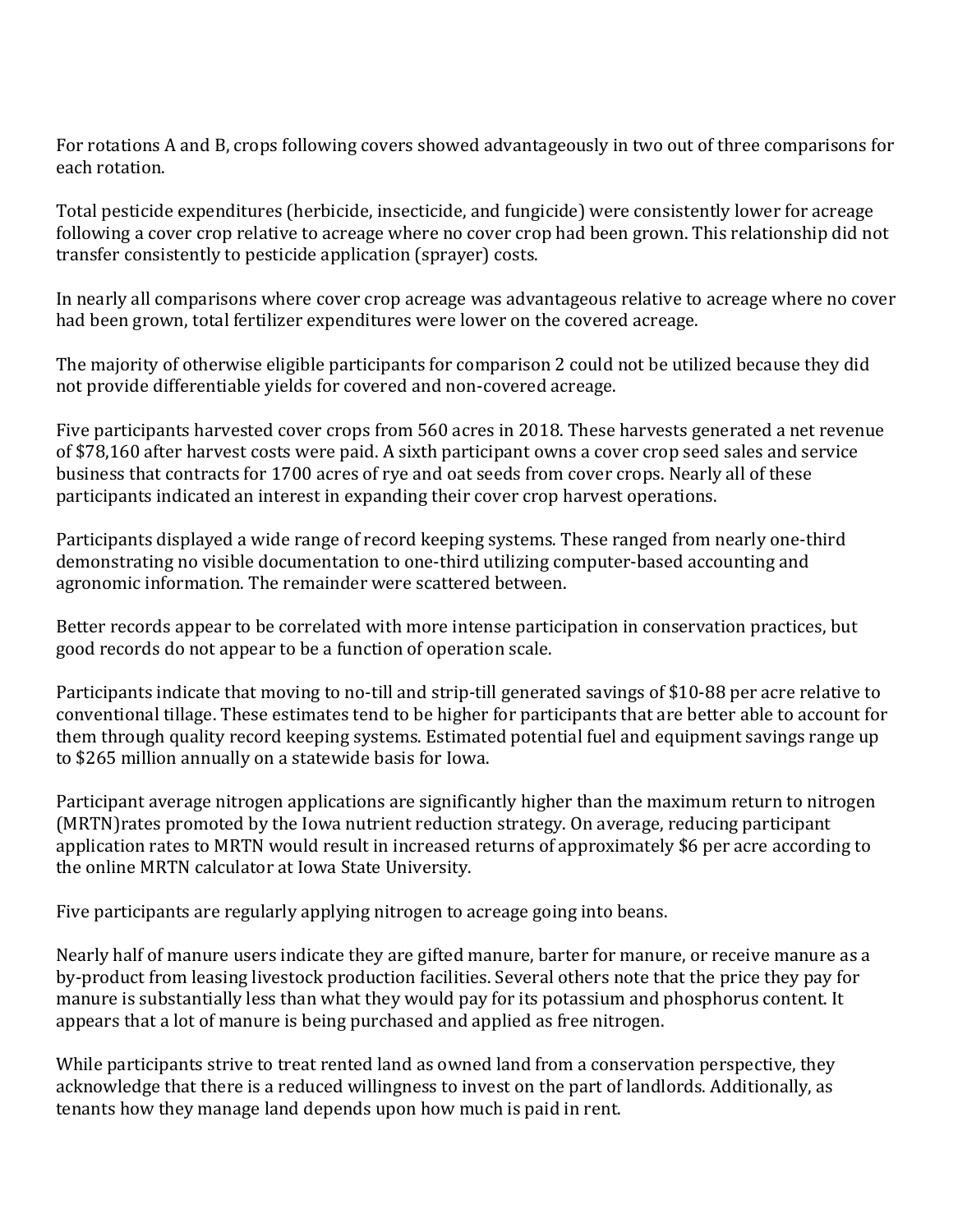For rotations A and B, crops following covers showed advantageously in two out of three comparisons for each rotation.

Total pesticide expenditures (herbicide, insecticide, and fungicide) were consistently lower for acreage following a cover crop relative to acreage where no cover crop had been grown. This relationship did not transfer consistently to pesticide application (sprayer) costs.

In nearly all comparisons where cover crop acreage was advantageous relative to acreage where no cover had been grown, total fertilizer expenditures were lower on the covered acreage.

The majority of otherwise eligible participants for comparison 2 could not be utilized because they did not provide differentiable yields for covered and non-covered acreage.

Five participants harvested cover crops from 560 acres in 2018. These harvests generated a net revenue of $78,160 after harvest costs were paid. A sixth participant owns a cover crop seed sales and service business that contracts for 1700 acres of rye and oat seeds from cover crops. Nearly all of these participants indicated an interest in expanding their cover crop harvest operations.

Participants displayed a wide range of record keeping systems. These ranged from nearly one-third demonstrating no visible documentation to one-third utilizing computer-based accounting and agronomic information. The remainder were scattered between.

Better records appear to be correlated with more intense participation in conservation practices, but good records do not appear to be a function of operation scale.

Participants indicate that moving to no-till and strip-till generated savings of $10-88 per acre relative to conventional tillage. These estimates tend to be higher for participants that are better able to account for them through quality record keeping systems. Estimated potential fuel and equipment savings range up to $265 million annually on a statewide basis for Iowa.

Participant average nitrogen applications are significantly higher than the maximum return to nitrogen (MRTN)rates promoted by the Iowa nutrient reduction strategy. On average, reducing participant application rates to MRTN would result in increased returns of approximately $6 per acre according to the online MRTN calculator at Iowa State University.

Five participants are regularly applying nitrogen to acreage going into beans.

Nearly half of manure users indicate they are gifted manure, barter for manure, or receive manure as a by-product from leasing livestock production facilities. Several others note that the price they pay for manure is substantially less than what they would pay for its potassium and phosphorus content. It appears that a lot of manure is being purchased and applied as free nitrogen.

While participants strive to treat rented land as owned land from a conservation perspective, they acknowledge that there is a reduced willingness to invest on the part of landlords. Additionally, as tenants how they manage land depends upon how much is paid in rent.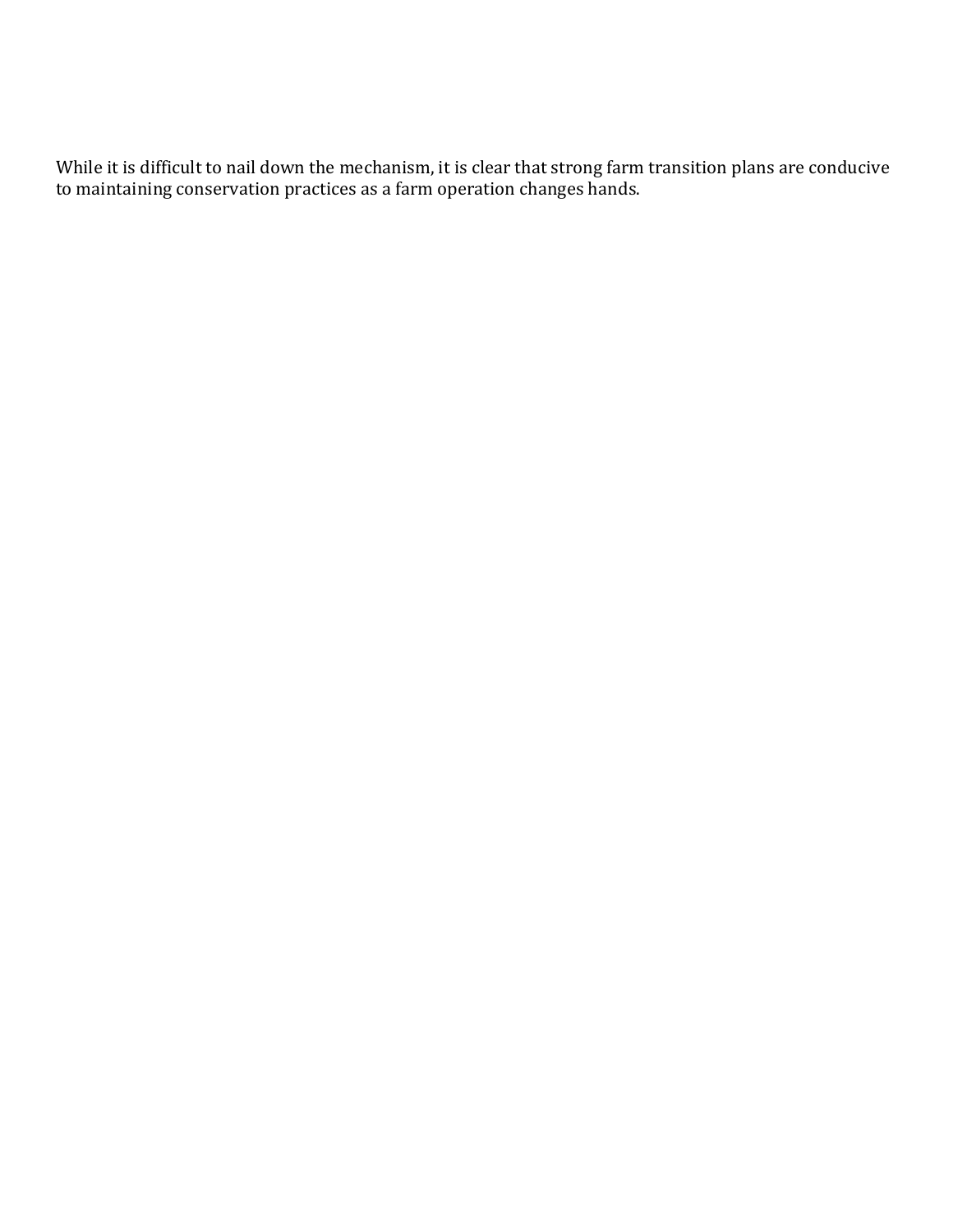While it is difficult to nail down the mechanism, it is clear that strong farm transition plans are conducive to maintaining conservation practices as a farm operation changes hands.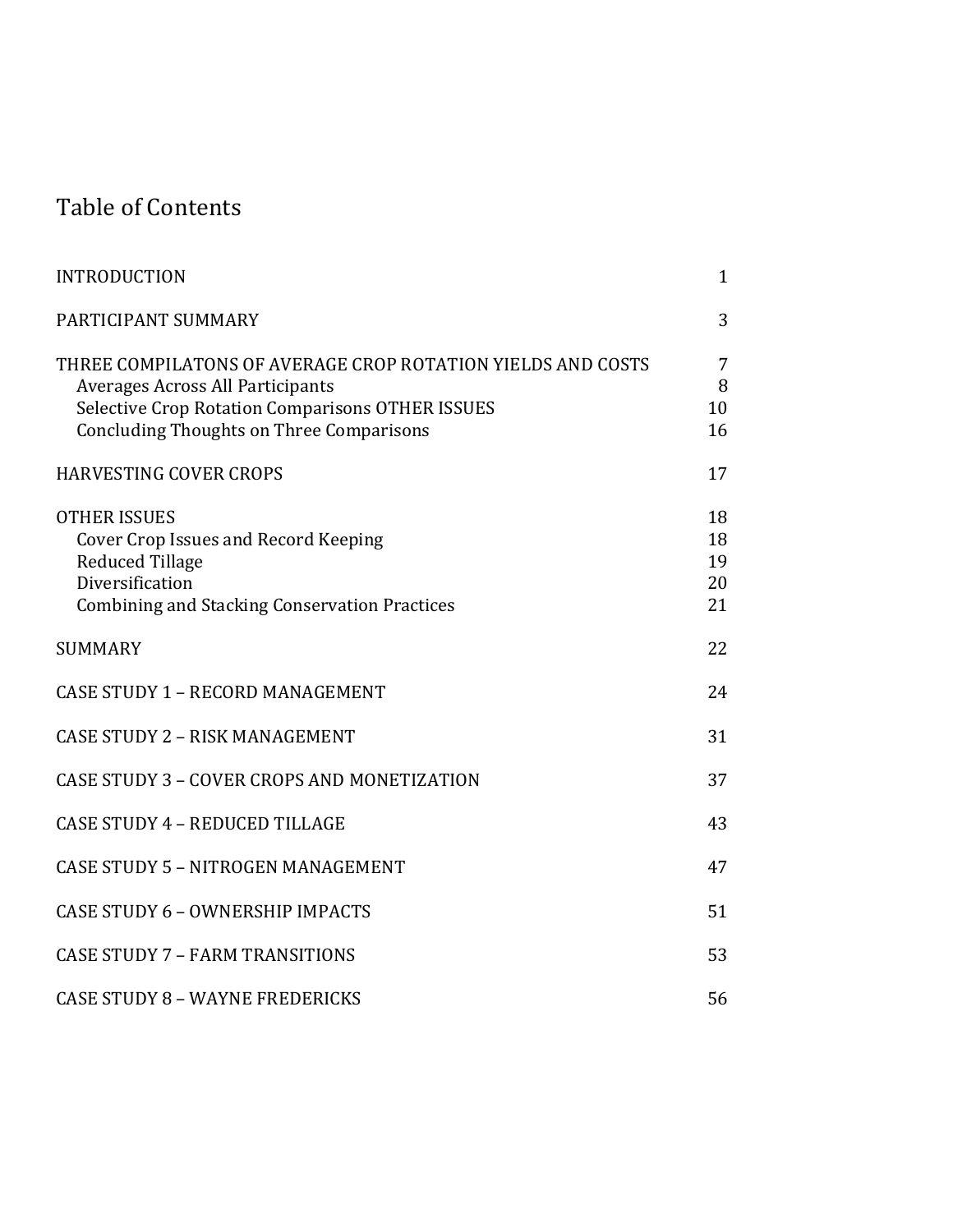# Table of Contents

| | |
|---|---|
| INTRODUCTION | 1 |
| PARTICIPANT SUMMARY | 3 |
| THREE COMPILATONS OF AVERAGE CROP ROTATION YIELDS AND COSTS | 7 |
| Averages Across All Participants | 8 |
| Selective Crop Rotation Comparisons OTHER ISSUES | 10 |
| Concluding Thoughts on Three Comparisons | 16 |
| HARVESTING COVER CROPS | 17 |
| OTHER ISSUES | 18 |
| Cover Crop Issues and Record Keeping | 18 |
| Reduced Tillage | 19 |
| Diversification | 20 |
| Combining and Stacking Conservation Practices | 21 |
| SUMMARY | 22 |
| CASE STUDY 1 – RECORD MANAGEMENT | 24 |
| CASE STUDY 2 – RISK MANAGEMENT | 31 |
| CASE STUDY 3 – COVER CROPS AND MONETIZATION | 37 |
| CASE STUDY 4 – REDUCED TILLAGE | 43 |
| CASE STUDY 5 – NITROGEN MANAGEMENT | 47 |
| CASE STUDY 6 – OWNERSHIP IMPACTS | 51 |
| CASE STUDY 7 – FARM TRANSITIONS | 53 |
| CASE STUDY 8 – WAYNE FREDERICKS | 56 |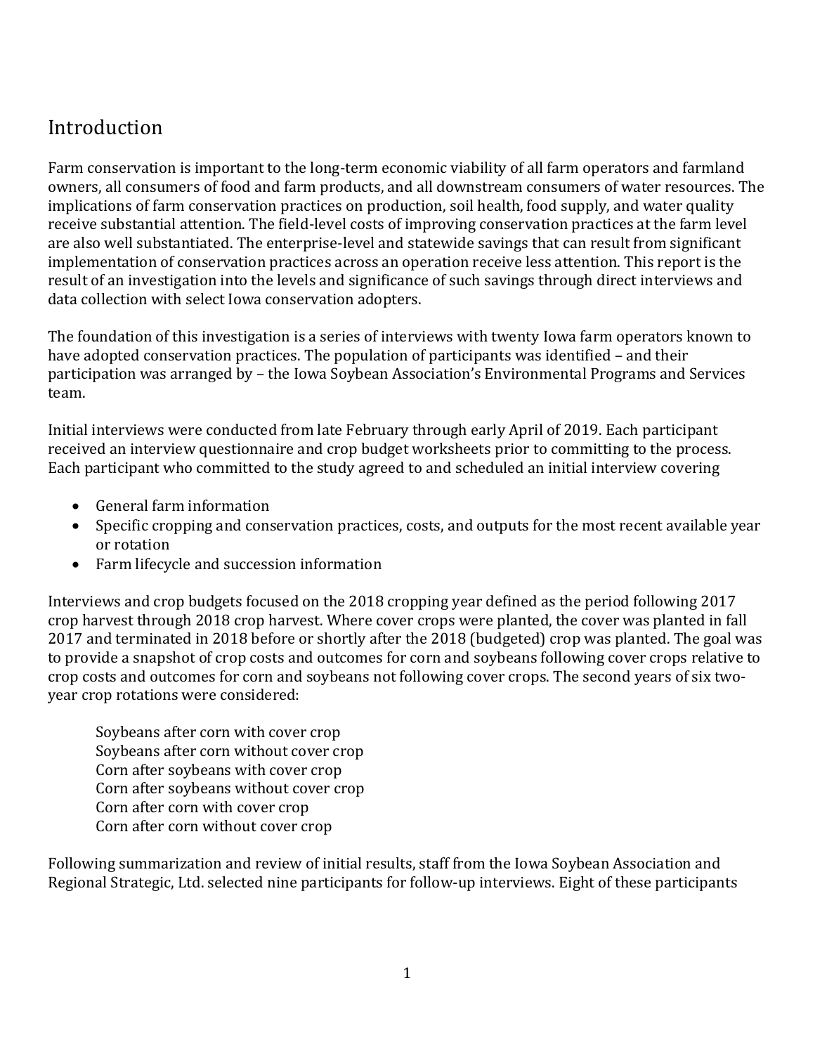## Introduction

Farm conservation is important to the long-term economic viability of all farm operators and farmland owners, all consumers of food and farm products, and all downstream consumers of water resources. The implications of farm conservation practices on production, soil health, food supply, and water quality receive substantial attention. The field-level costs of improving conservation practices at the farm level are also well substantiated. The enterprise-level and statewide savings that can result from significant implementation of conservation practices across an operation receive less attention. This report is the result of an investigation into the levels and significance of such savings through direct interviews and data collection with select Iowa conservation adopters.

The foundation of this investigation is a series of interviews with twenty Iowa farm operators known to have adopted conservation practices. The population of participants was identified – and their participation was arranged by – the Iowa Soybean Association's Environmental Programs and Services team.

Initial interviews were conducted from late February through early April of 2019. Each participant received an interview questionnaire and crop budget worksheets prior to committing to the process. Each participant who committed to the study agreed to and scheduled an initial interview covering

- General farm information
- Specific cropping and conservation practices, costs, and outputs for the most recent available year or rotation
- Farm lifecycle and succession information

Interviews and crop budgets focused on the 2018 cropping year defined as the period following 2017 crop harvest through 2018 crop harvest. Where cover crops were planted, the cover was planted in fall 2017 and terminated in 2018 before or shortly after the 2018 (budgeted) crop was planted. The goal was to provide a snapshot of crop costs and outcomes for corn and soybeans following cover crops relative to crop costs and outcomes for corn and soybeans not following cover crops. The second years of six two-year crop rotations were considered:

Soybeans after corn with cover crop
Soybeans after corn without cover crop
Corn after soybeans with cover crop
Corn after soybeans without cover crop
Corn after corn with cover crop
Corn after corn without cover crop

Following summarization and review of initial results, staff from the Iowa Soybean Association and Regional Strategic, Ltd. selected nine participants for follow-up interviews. Eight of these participants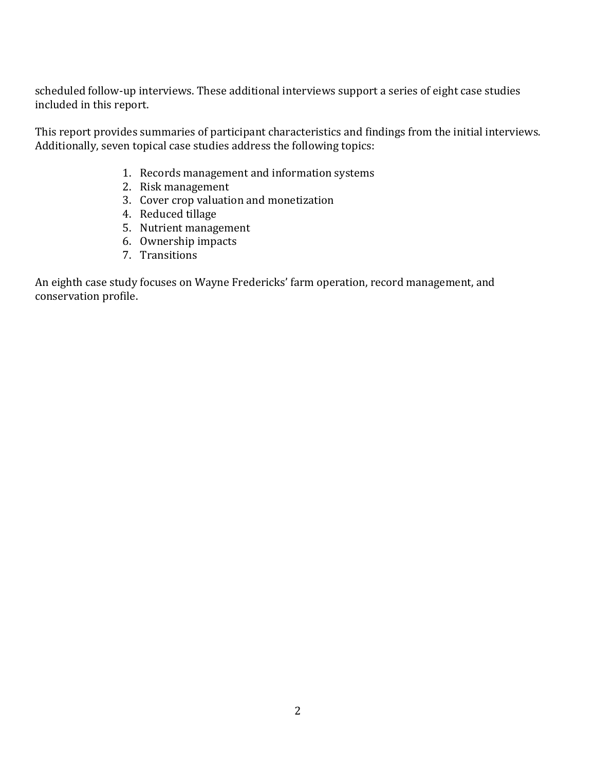scheduled follow-up interviews. These additional interviews support a series of eight case studies included in this report.

This report provides summaries of participant characteristics and findings from the initial interviews. Additionally, seven topical case studies address the following topics:

1. Records management and information systems
2. Risk management
3. Cover crop valuation and monetization
4. Reduced tillage
5. Nutrient management
6. Ownership impacts
7. Transitions

An eighth case study focuses on Wayne Fredericks' farm operation, record management, and conservation profile.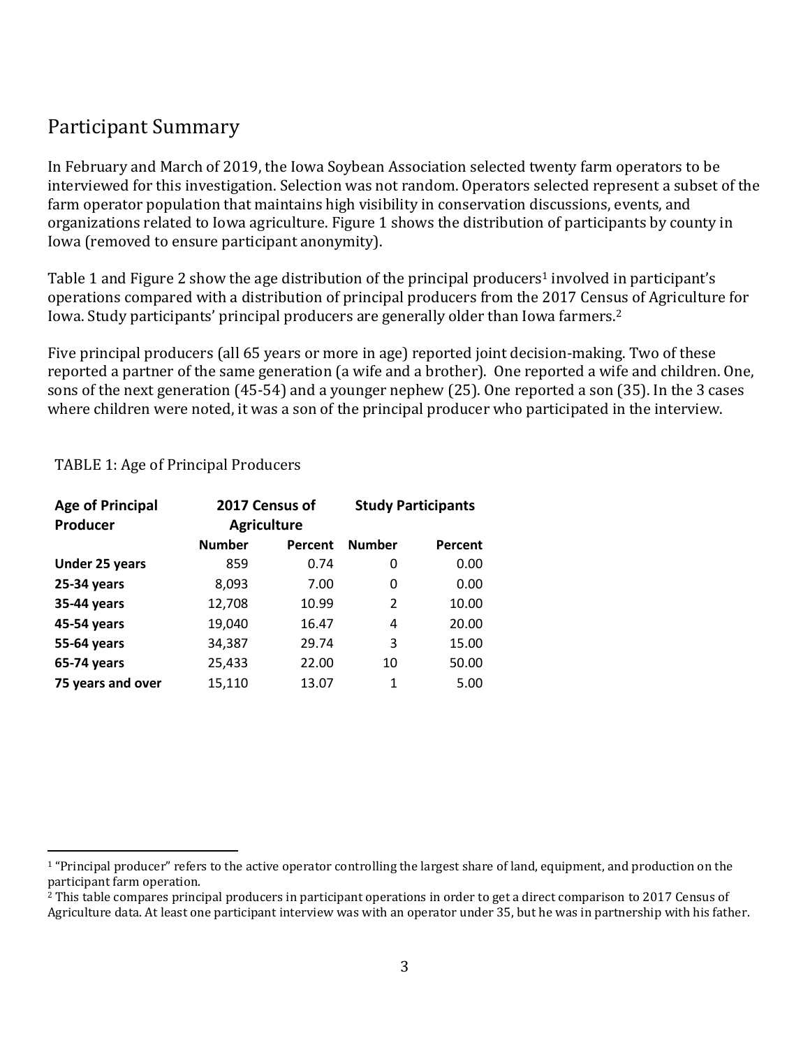## Participant Summary

In February and March of 2019, the Iowa Soybean Association selected twenty farm operators to be interviewed for this investigation. Selection was not random. Operators selected represent a subset of the farm operator population that maintains high visibility in conservation discussions, events, and organizations related to Iowa agriculture. Figure 1 shows the distribution of participants by county in Iowa (removed to ensure participant anonymity).

Table 1 and Figure 2 show the age distribution of the principal producers[1] involved in participant's operations compared with a distribution of principal producers from the 2017 Census of Agriculture for Iowa. Study participants' principal producers are generally older than Iowa farmers.[2]

Five principal producers (all 65 years or more in age) reported joint decision-making. Two of these reported a partner of the same generation (a wife and a brother). One reported a wife and children. One, sons of the next generation (45-54) and a younger nephew (25). One reported a son (35). In the 3 cases where children were noted, it was a son of the principal producer who participated in the interview.

TABLE 1: Age of Principal Producers

| **Age of Principal Producer** | **2017 Census of Agriculture** | | **Study Participants** | |
|---|---|---|---|---|
| | **Number** | **Percent** | **Number** | **Percent** |
| **Under 25 years** | 859 | 0.74 | 0 | 0.00 |
| **25-34 years** | 8,093 | 7.00 | 0 | 0.00 |
| **35-44 years** | 12,708 | 10.99 | 2 | 10.00 |
| **45-54 years** | 19,040 | 16.47 | 4 | 20.00 |
| **55-64 years** | 34,387 | 29.74 | 3 | 15.00 |
| **65-74 years** | 25,433 | 22.00 | 10 | 50.00 |
| **75 years and over** | 15,110 | 13.07 | 1 | 5.00 |

---

[1] "Principal producer" refers to the active operator controlling the largest share of land, equipment, and production on the participant farm operation.

[2] This table compares principal producers in participant operations in order to get a direct comparison to 2017 Census of Agriculture data. At least one participant interview was with an operator under 35, but he was in partnership with his father.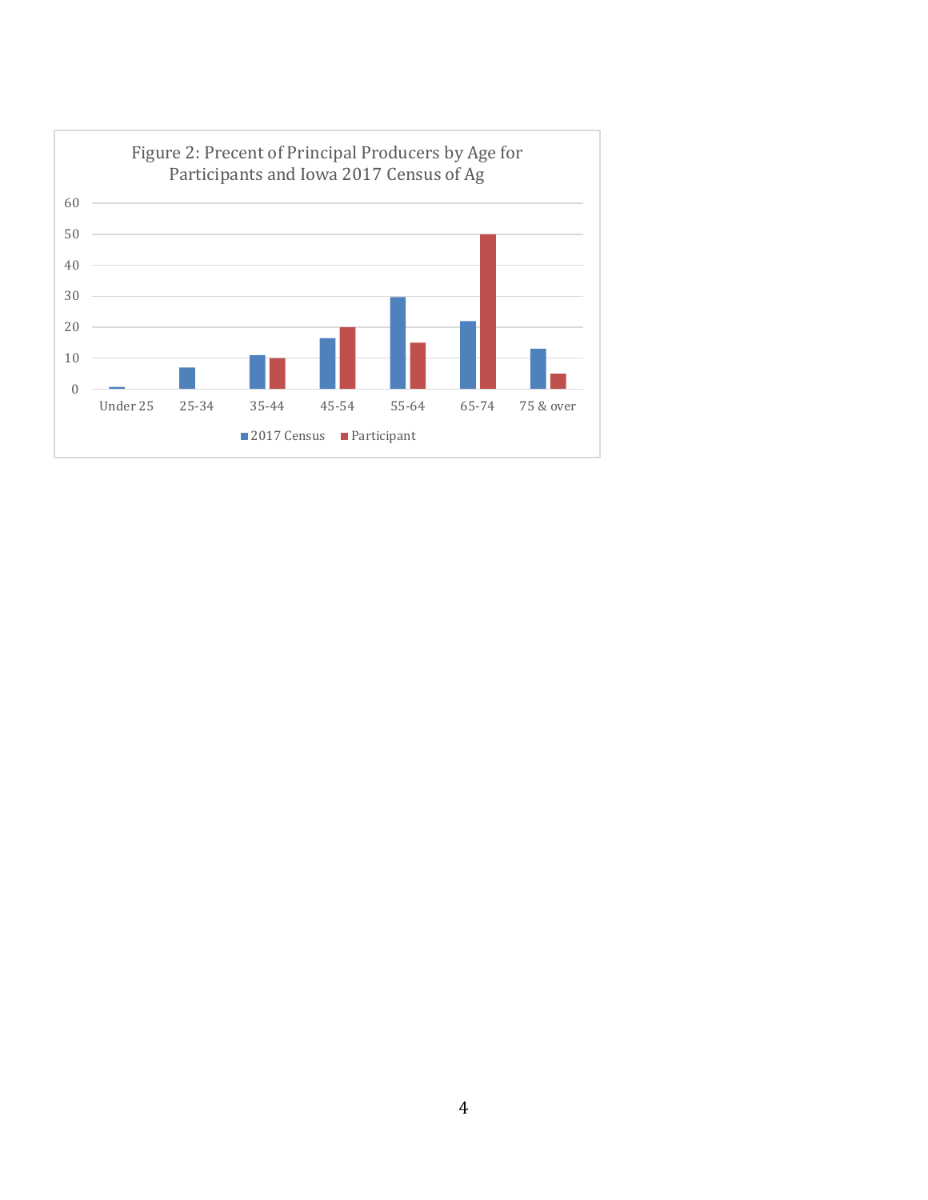Figure 2: Precent of Principal Producers by Age for Participants and Iowa 2017 Census of Ag

| Age | 2017 Census | Participant |
|---|---|---|
| Under 25 | 0.7 | 0 |
| 25-34 | 7 | 0 |
| 35-44 | 11 | 10 |
| 45-54 | 16.5 | 20 |
| 55-64 | 29.7 | 15 |
| 65-74 | 22 | 50 |
| 75 & over | 13 | 5 |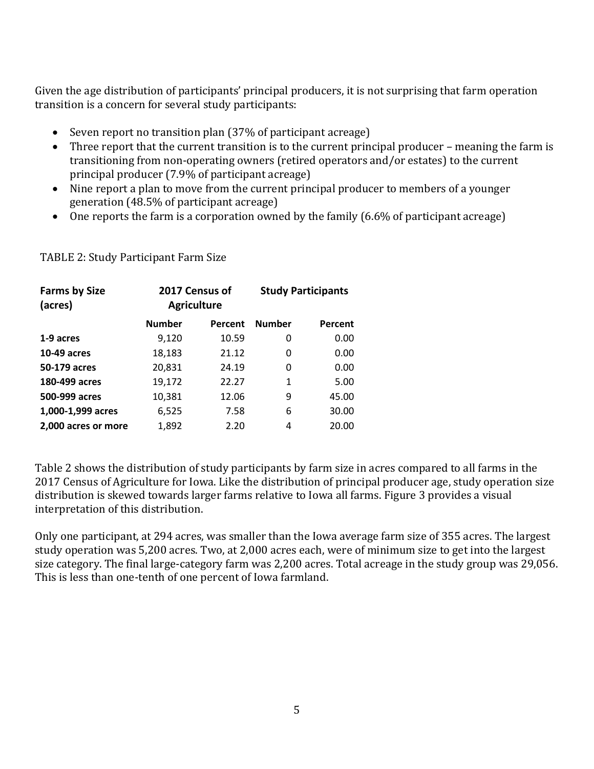Given the age distribution of participants' principal producers, it is not surprising that farm operation transition is a concern for several study participants:

- Seven report no transition plan (37% of participant acreage)
- Three report that the current transition is to the current principal producer – meaning the farm is transitioning from non-operating owners (retired operators and/or estates) to the current principal producer (7.9% of participant acreage)
- Nine report a plan to move from the current principal producer to members of a younger generation (48.5% of participant acreage)
- One reports the farm is a corporation owned by the family (6.6% of participant acreage)

TABLE 2: Study Participant Farm Size

| Farms by Size (acres) | 2017 Census of Agriculture | | Study Participants | |
|---|---|---|---|---|
| | Number | Percent | Number | Percent |
| 1-9 acres | 9,120 | 10.59 | 0 | 0.00 |
| 10-49 acres | 18,183 | 21.12 | 0 | 0.00 |
| 50-179 acres | 20,831 | 24.19 | 0 | 0.00 |
| 180-499 acres | 19,172 | 22.27 | 1 | 5.00 |
| 500-999 acres | 10,381 | 12.06 | 9 | 45.00 |
| 1,000-1,999 acres | 6,525 | 7.58 | 6 | 30.00 |
| 2,000 acres or more | 1,892 | 2.20 | 4 | 20.00 |

Table 2 shows the distribution of study participants by farm size in acres compared to all farms in the 2017 Census of Agriculture for Iowa. Like the distribution of principal producer age, study operation size distribution is skewed towards larger farms relative to Iowa all farms. Figure 3 provides a visual interpretation of this distribution.

Only one participant, at 294 acres, was smaller than the Iowa average farm size of 355 acres. The largest study operation was 5,200 acres. Two, at 2,000 acres each, were of minimum size to get into the largest size category. The final large-category farm was 2,200 acres. Total acreage in the study group was 29,056. This is less than one-tenth of one percent of Iowa farmland.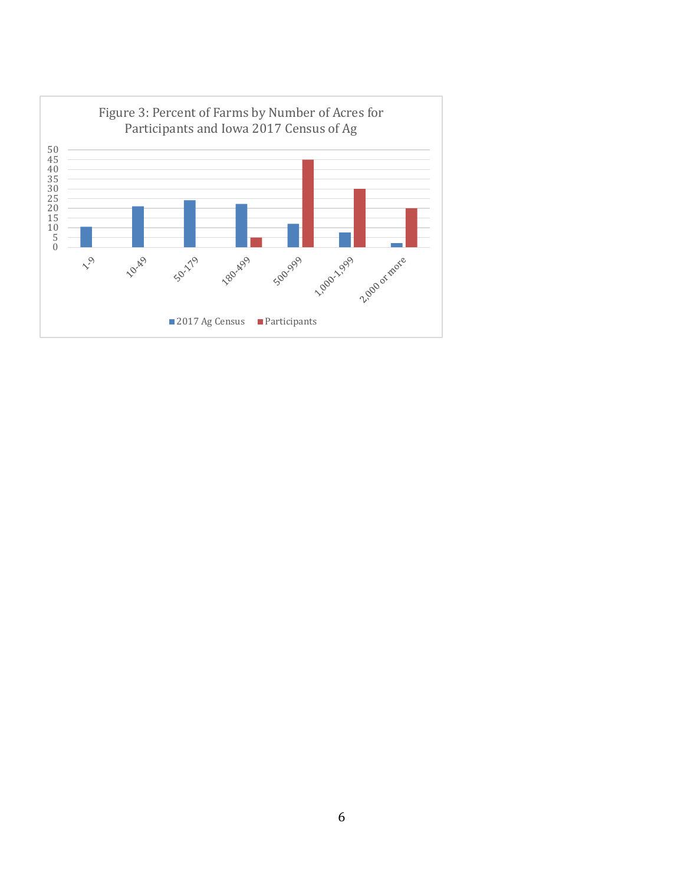Figure 3: Percent of Farms by Number of Acres for Participants and Iowa 2017 Census of Ag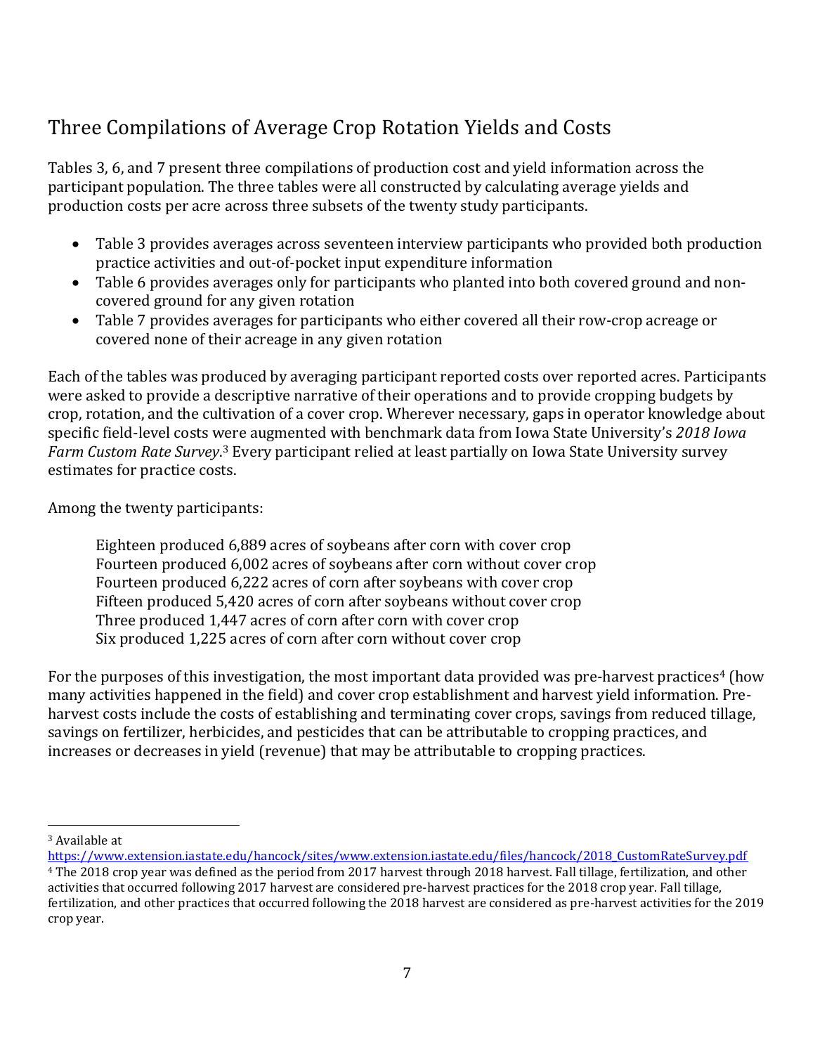## Three Compilations of Average Crop Rotation Yields and Costs

Tables 3, 6, and 7 present three compilations of production cost and yield information across the participant population. The three tables were all constructed by calculating average yields and production costs per acre across three subsets of the twenty study participants.

- Table 3 provides averages across seventeen interview participants who provided both production practice activities and out-of-pocket input expenditure information
- Table 6 provides averages only for participants who planted into both covered ground and non-covered ground for any given rotation
- Table 7 provides averages for participants who either covered all their row-crop acreage or covered none of their acreage in any given rotation

Each of the tables was produced by averaging participant reported costs over reported acres. Participants were asked to provide a descriptive narrative of their operations and to provide cropping budgets by crop, rotation, and the cultivation of a cover crop. Wherever necessary, gaps in operator knowledge about specific field-level costs were augmented with benchmark data from Iowa State University's *2018 Iowa Farm Custom Rate Survey*.[3] Every participant relied at least partially on Iowa State University survey estimates for practice costs.

Among the twenty participants:

Eighteen produced 6,889 acres of soybeans after corn with cover crop
Fourteen produced 6,002 acres of soybeans after corn without cover crop
Fourteen produced 6,222 acres of corn after soybeans with cover crop
Fifteen produced 5,420 acres of corn after soybeans without cover crop
Three produced 1,447 acres of corn after corn with cover crop
Six produced 1,225 acres of corn after corn without cover crop

For the purposes of this investigation, the most important data provided was pre-harvest practices[4] (how many activities happened in the field) and cover crop establishment and harvest yield information. Pre-harvest costs include the costs of establishing and terminating cover crops, savings from reduced tillage, savings on fertilizer, herbicides, and pesticides that can be attributable to cropping practices, and increases or decreases in yield (revenue) that may be attributable to cropping practices.

---

[3] Available at https://www.extension.iastate.edu/hancock/sites/www.extension.iastate.edu/files/hancock/2018_CustomRateSurvey.pdf

[4] The 2018 crop year was defined as the period from 2017 harvest through 2018 harvest. Fall tillage, fertilization, and other activities that occurred following 2017 harvest are considered pre-harvest practices for the 2018 crop year. Fall tillage, fertilization, and other practices that occurred following the 2018 harvest are considered as pre-harvest activities for the 2019 crop year.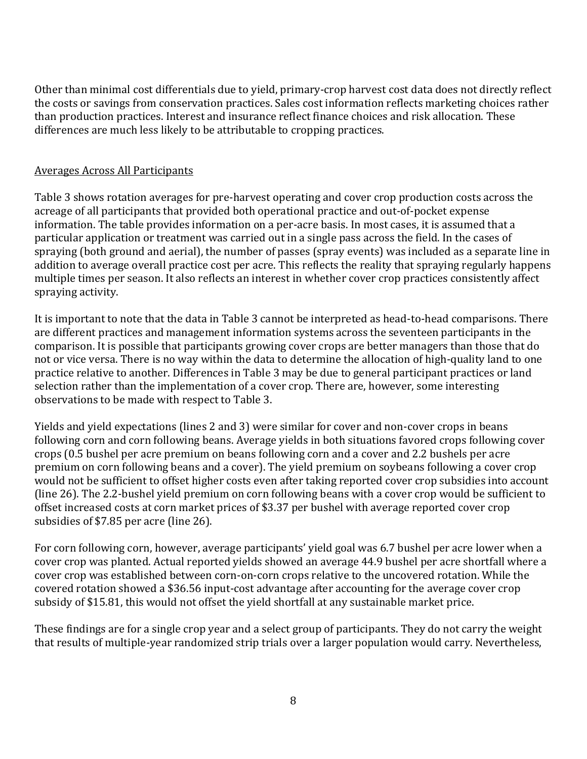Other than minimal cost differentials due to yield, primary-crop harvest cost data does not directly reflect the costs or savings from conservation practices. Sales cost information reflects marketing choices rather than production practices. Interest and insurance reflect finance choices and risk allocation. These differences are much less likely to be attributable to cropping practices.

Averages Across All Participants

Table 3 shows rotation averages for pre-harvest operating and cover crop production costs across the acreage of all participants that provided both operational practice and out-of-pocket expense information. The table provides information on a per-acre basis. In most cases, it is assumed that a particular application or treatment was carried out in a single pass across the field. In the cases of spraying (both ground and aerial), the number of passes (spray events) was included as a separate line in addition to average overall practice cost per acre. This reflects the reality that spraying regularly happens multiple times per season. It also reflects an interest in whether cover crop practices consistently affect spraying activity.

It is important to note that the data in Table 3 cannot be interpreted as head-to-head comparisons. There are different practices and management information systems across the seventeen participants in the comparison. It is possible that participants growing cover crops are better managers than those that do not or vice versa. There is no way within the data to determine the allocation of high-quality land to one practice relative to another. Differences in Table 3 may be due to general participant practices or land selection rather than the implementation of a cover crop. There are, however, some interesting observations to be made with respect to Table 3.

Yields and yield expectations (lines 2 and 3) were similar for cover and non-cover crops in beans following corn and corn following beans. Average yields in both situations favored crops following cover crops (0.5 bushel per acre premium on beans following corn and a cover and 2.2 bushels per acre premium on corn following beans and a cover). The yield premium on soybeans following a cover crop would not be sufficient to offset higher costs even after taking reported cover crop subsidies into account (line 26). The 2.2-bushel yield premium on corn following beans with a cover crop would be sufficient to offset increased costs at corn market prices of $3.37 per bushel with average reported cover crop subsidies of $7.85 per acre (line 26).

For corn following corn, however, average participants' yield goal was 6.7 bushel per acre lower when a cover crop was planted. Actual reported yields showed an average 44.9 bushel per acre shortfall where a cover crop was established between corn-on-corn crops relative to the uncovered rotation. While the covered rotation showed a $36.56 input-cost advantage after accounting for the average cover crop subsidy of $15.81, this would not offset the yield shortfall at any sustainable market price.

These findings are for a single crop year and a select group of participants. They do not carry the weight that results of multiple-year randomized strip trials over a larger population would carry. Nevertheless,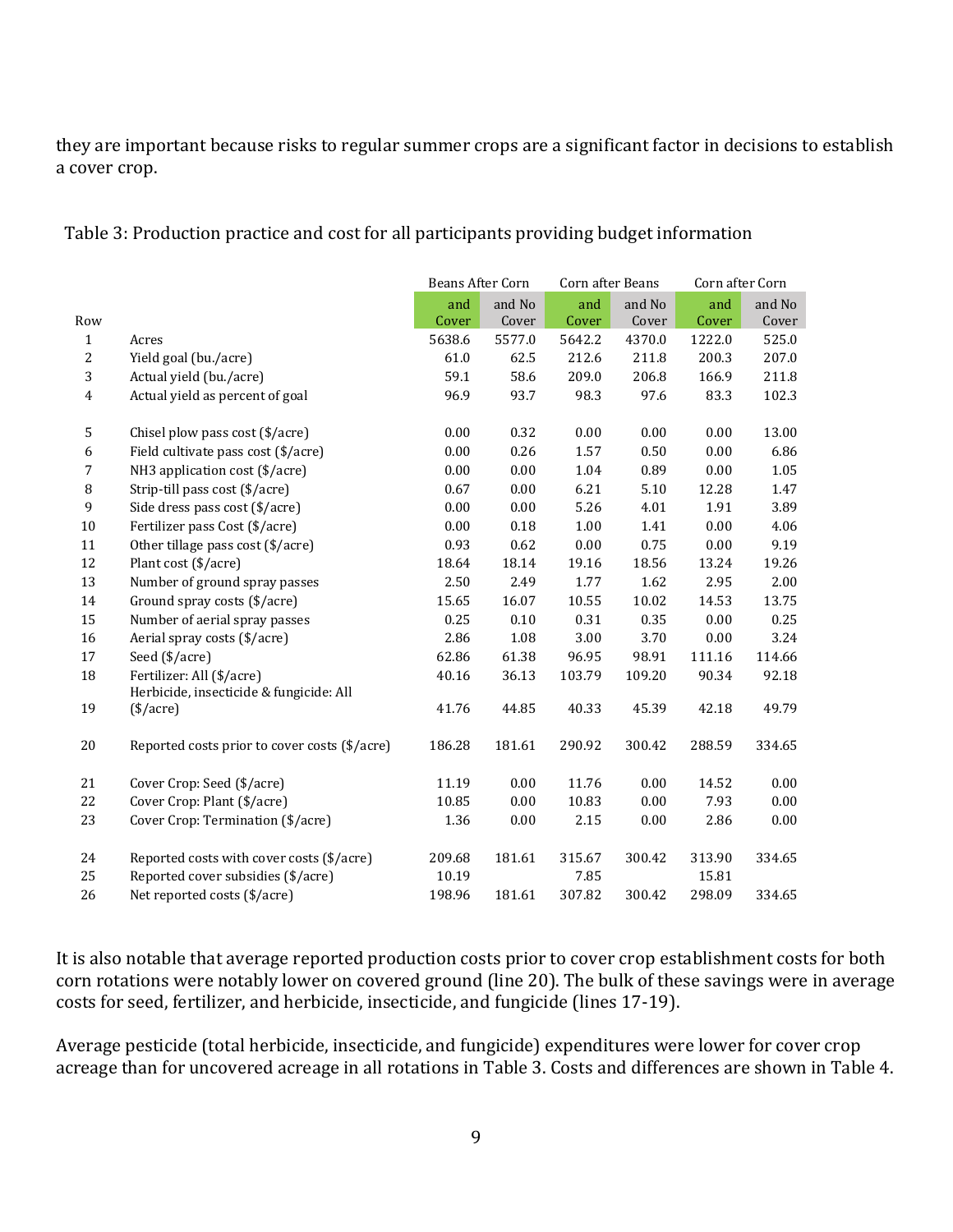they are important because risks to regular summer crops are a significant factor in decisions to establish a cover crop.

Table 3: Production practice and cost for all participants providing budget information

| | | Beans After Corn | | Corn after Beans | | Corn after Corn | |
|---|---|---|---|---|---|---|---|
| Row | | and Cover | and No Cover | and Cover | and No Cover | and Cover | and No Cover |
| 1 | Acres | 5638.6 | 5577.0 | 5642.2 | 4370.0 | 1222.0 | 525.0 |
| 2 | Yield goal (bu./acre) | 61.0 | 62.5 | 212.6 | 211.8 | 200.3 | 207.0 |
| 3 | Actual yield (bu./acre) | 59.1 | 58.6 | 209.0 | 206.8 | 166.9 | 211.8 |
| 4 | Actual yield as percent of goal | 96.9 | 93.7 | 98.3 | 97.6 | 83.3 | 102.3 |
| 5 | Chisel plow pass cost ($/acre) | 0.00 | 0.32 | 0.00 | 0.00 | 0.00 | 13.00 |
| 6 | Field cultivate pass cost ($/acre) | 0.00 | 0.26 | 1.57 | 0.50 | 0.00 | 6.86 |
| 7 | NH3 application cost ($/acre) | 0.00 | 0.00 | 1.04 | 0.89 | 0.00 | 1.05 |
| 8 | Strip-till pass cost ($/acre) | 0.67 | 0.00 | 6.21 | 5.10 | 12.28 | 1.47 |
| 9 | Side dress pass cost ($/acre) | 0.00 | 0.00 | 5.26 | 4.01 | 1.91 | 3.89 |
| 10 | Fertilizer pass Cost ($/acre) | 0.00 | 0.18 | 1.00 | 1.41 | 0.00 | 4.06 |
| 11 | Other tillage pass cost ($/acre) | 0.93 | 0.62 | 0.00 | 0.75 | 0.00 | 9.19 |
| 12 | Plant cost ($/acre) | 18.64 | 18.14 | 19.16 | 18.56 | 13.24 | 19.26 |
| 13 | Number of ground spray passes | 2.50 | 2.49 | 1.77 | 1.62 | 2.95 | 2.00 |
| 14 | Ground spray costs ($/acre) | 15.65 | 16.07 | 10.55 | 10.02 | 14.53 | 13.75 |
| 15 | Number of aerial spray passes | 0.25 | 0.10 | 0.31 | 0.35 | 0.00 | 0.25 |
| 16 | Aerial spray costs ($/acre) | 2.86 | 1.08 | 3.00 | 3.70 | 0.00 | 3.24 |
| 17 | Seed ($/acre) | 62.86 | 61.38 | 96.95 | 98.91 | 111.16 | 114.66 |
| 18 | Fertilizer: All ($/acre) | 40.16 | 36.13 | 103.79 | 109.20 | 90.34 | 92.18 |
| 19 | Herbicide, insecticide & fungicide: All ($/acre) | 41.76 | 44.85 | 40.33 | 45.39 | 42.18 | 49.79 |
| 20 | Reported costs prior to cover costs ($/acre) | 186.28 | 181.61 | 290.92 | 300.42 | 288.59 | 334.65 |
| 21 | Cover Crop: Seed ($/acre) | 11.19 | 0.00 | 11.76 | 0.00 | 14.52 | 0.00 |
| 22 | Cover Crop: Plant ($/acre) | 10.85 | 0.00 | 10.83 | 0.00 | 7.93 | 0.00 |
| 23 | Cover Crop: Termination ($/acre) | 1.36 | 0.00 | 2.15 | 0.00 | 2.86 | 0.00 |
| 24 | Reported costs with cover costs ($/acre) | 209.68 | 181.61 | 315.67 | 300.42 | 313.90 | 334.65 |
| 25 | Reported cover subsidies ($/acre) | 10.19 | | 7.85 | | 15.81 | |
| 26 | Net reported costs ($/acre) | 198.96 | 181.61 | 307.82 | 300.42 | 298.09 | 334.65 |

It is also notable that average reported production costs prior to cover crop establishment costs for both corn rotations were notably lower on covered ground (line 20). The bulk of these savings were in average costs for seed, fertilizer, and herbicide, insecticide, and fungicide (lines 17-19).

Average pesticide (total herbicide, insecticide, and fungicide) expenditures were lower for cover crop acreage than for uncovered acreage in all rotations in Table 3. Costs and differences are shown in Table 4.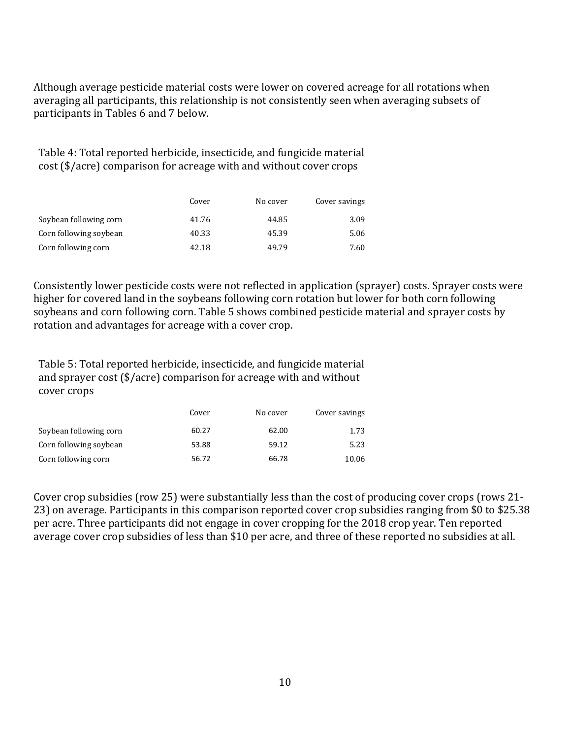Although average pesticide material costs were lower on covered acreage for all rotations when averaging all participants, this relationship is not consistently seen when averaging subsets of participants in Tables 6 and 7 below.

Table 4: Total reported herbicide, insecticide, and fungicide material cost ($/acre) comparison for acreage with and without cover crops

| | Cover | No cover | Cover savings |
|---|---|---|---|
| Soybean following corn | 41.76 | 44.85 | 3.09 |
| Corn following soybean | 40.33 | 45.39 | 5.06 |
| Corn following corn | 42.18 | 49.79 | 7.60 |

Consistently lower pesticide costs were not reflected in application (sprayer) costs. Sprayer costs were higher for covered land in the soybeans following corn rotation but lower for both corn following soybeans and corn following corn. Table 5 shows combined pesticide material and sprayer costs by rotation and advantages for acreage with a cover crop.

Table 5: Total reported herbicide, insecticide, and fungicide material and sprayer cost ($/acre) comparison for acreage with and without cover crops

| | Cover | No cover | Cover savings |
|---|---|---|---|
| Soybean following corn | 60.27 | 62.00 | 1.73 |
| Corn following soybean | 53.88 | 59.12 | 5.23 |
| Corn following corn | 56.72 | 66.78 | 10.06 |

Cover crop subsidies (row 25) were substantially less than the cost of producing cover crops (rows 21-23) on average. Participants in this comparison reported cover crop subsidies ranging from $0 to $25.38 per acre. Three participants did not engage in cover cropping for the 2018 crop year. Ten reported average cover crop subsidies of less than $10 per acre, and three of these reported no subsidies at all.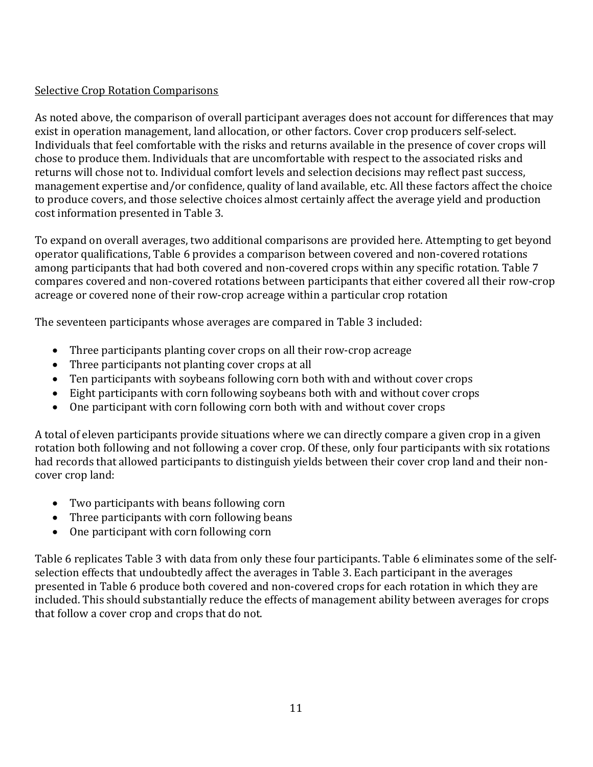Selective Crop Rotation Comparisons

As noted above, the comparison of overall participant averages does not account for differences that may exist in operation management, land allocation, or other factors. Cover crop producers self-select. Individuals that feel comfortable with the risks and returns available in the presence of cover crops will chose to produce them. Individuals that are uncomfortable with respect to the associated risks and returns will chose not to. Individual comfort levels and selection decisions may reflect past success, management expertise and/or confidence, quality of land available, etc. All these factors affect the choice to produce covers, and those selective choices almost certainly affect the average yield and production cost information presented in Table 3.

To expand on overall averages, two additional comparisons are provided here. Attempting to get beyond operator qualifications, Table 6 provides a comparison between covered and non-covered rotations among participants that had both covered and non-covered crops within any specific rotation. Table 7 compares covered and non-covered rotations between participants that either covered all their row-crop acreage or covered none of their row-crop acreage within a particular crop rotation

The seventeen participants whose averages are compared in Table 3 included:

- Three participants planting cover crops on all their row-crop acreage
- Three participants not planting cover crops at all
- Ten participants with soybeans following corn both with and without cover crops
- Eight participants with corn following soybeans both with and without cover crops
- One participant with corn following corn both with and without cover crops

A total of eleven participants provide situations where we can directly compare a given crop in a given rotation both following and not following a cover crop. Of these, only four participants with six rotations had records that allowed participants to distinguish yields between their cover crop land and their non-cover crop land:

- Two participants with beans following corn
- Three participants with corn following beans
- One participant with corn following corn

Table 6 replicates Table 3 with data from only these four participants. Table 6 eliminates some of the self-selection effects that undoubtedly affect the averages in Table 3. Each participant in the averages presented in Table 6 produce both covered and non-covered crops for each rotation in which they are included. This should substantially reduce the effects of management ability between averages for crops that follow a cover crop and crops that do not.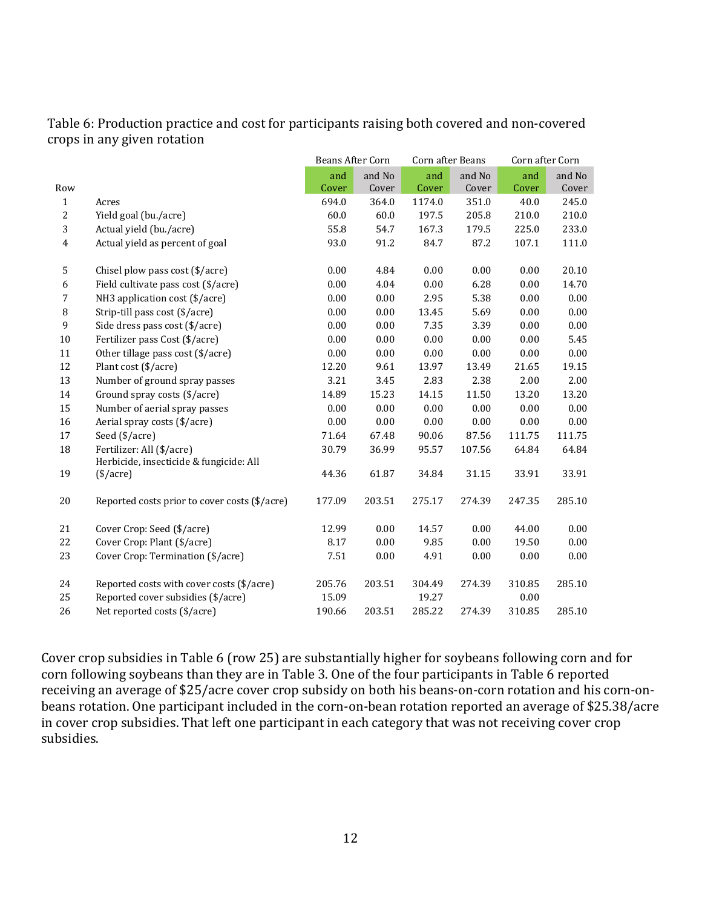Table 6: Production practice and cost for participants raising both covered and non-covered crops in any given rotation

| Row | | Beans After Corn | | Corn after Beans | | Corn after Corn | |
|---|---|---|---|---|---|---|---|
| | | and Cover | and No Cover | and Cover | and No Cover | and Cover | and No Cover |
| 1 | Acres | 694.0 | 364.0 | 1174.0 | 351.0 | 40.0 | 245.0 |
| 2 | Yield goal (bu./acre) | 60.0 | 60.0 | 197.5 | 205.8 | 210.0 | 210.0 |
| 3 | Actual yield (bu./acre) | 55.8 | 54.7 | 167.3 | 179.5 | 225.0 | 233.0 |
| 4 | Actual yield as percent of goal | 93.0 | 91.2 | 84.7 | 87.2 | 107.1 | 111.0 |
| 5 | Chisel plow pass cost ($/acre) | 0.00 | 4.84 | 0.00 | 0.00 | 0.00 | 20.10 |
| 6 | Field cultivate pass cost ($/acre) | 0.00 | 4.04 | 0.00 | 6.28 | 0.00 | 14.70 |
| 7 | NH3 application cost ($/acre) | 0.00 | 0.00 | 2.95 | 5.38 | 0.00 | 0.00 |
| 8 | Strip-till pass cost ($/acre) | 0.00 | 0.00 | 13.45 | 5.69 | 0.00 | 0.00 |
| 9 | Side dress pass cost ($/acre) | 0.00 | 0.00 | 7.35 | 3.39 | 0.00 | 0.00 |
| 10 | Fertilizer pass Cost ($/acre) | 0.00 | 0.00 | 0.00 | 0.00 | 0.00 | 5.45 |
| 11 | Other tillage pass cost ($/acre) | 0.00 | 0.00 | 0.00 | 0.00 | 0.00 | 0.00 |
| 12 | Plant cost ($/acre) | 12.20 | 9.61 | 13.97 | 13.49 | 21.65 | 19.15 |
| 13 | Number of ground spray passes | 3.21 | 3.45 | 2.83 | 2.38 | 2.00 | 2.00 |
| 14 | Ground spray costs ($/acre) | 14.89 | 15.23 | 14.15 | 11.50 | 13.20 | 13.20 |
| 15 | Number of aerial spray passes | 0.00 | 0.00 | 0.00 | 0.00 | 0.00 | 0.00 |
| 16 | Aerial spray costs ($/acre) | 0.00 | 0.00 | 0.00 | 0.00 | 0.00 | 0.00 |
| 17 | Seed ($/acre) | 71.64 | 67.48 | 90.06 | 87.56 | 111.75 | 111.75 |
| 18 | Fertilizer: All ($/acre) | 30.79 | 36.99 | 95.57 | 107.56 | 64.84 | 64.84 |
| 19 | Herbicide, insecticide & fungicide: All ($/acre) | 44.36 | 61.87 | 34.84 | 31.15 | 33.91 | 33.91 |
| 20 | Reported costs prior to cover costs ($/acre) | 177.09 | 203.51 | 275.17 | 274.39 | 247.35 | 285.10 |
| 21 | Cover Crop: Seed ($/acre) | 12.99 | 0.00 | 14.57 | 0.00 | 44.00 | 0.00 |
| 22 | Cover Crop: Plant ($/acre) | 8.17 | 0.00 | 9.85 | 0.00 | 19.50 | 0.00 |
| 23 | Cover Crop: Termination ($/acre) | 7.51 | 0.00 | 4.91 | 0.00 | 0.00 | 0.00 |
| 24 | Reported costs with cover costs ($/acre) | 205.76 | 203.51 | 304.49 | 274.39 | 310.85 | 285.10 |
| 25 | Reported cover subsidies ($/acre) | 15.09 | | 19.27 | | 0.00 | |
| 26 | Net reported costs ($/acre) | 190.66 | 203.51 | 285.22 | 274.39 | 310.85 | 285.10 |

Cover crop subsidies in Table 6 (row 25) are substantially higher for soybeans following corn and for corn following soybeans than they are in Table 3. One of the four participants in Table 6 reported receiving an average of $25/acre cover crop subsidy on both his beans-on-corn rotation and his corn-on-beans rotation. One participant included in the corn-on-bean rotation reported an average of $25.38/acre in cover crop subsidies. That left one participant in each category that was not receiving cover crop subsidies.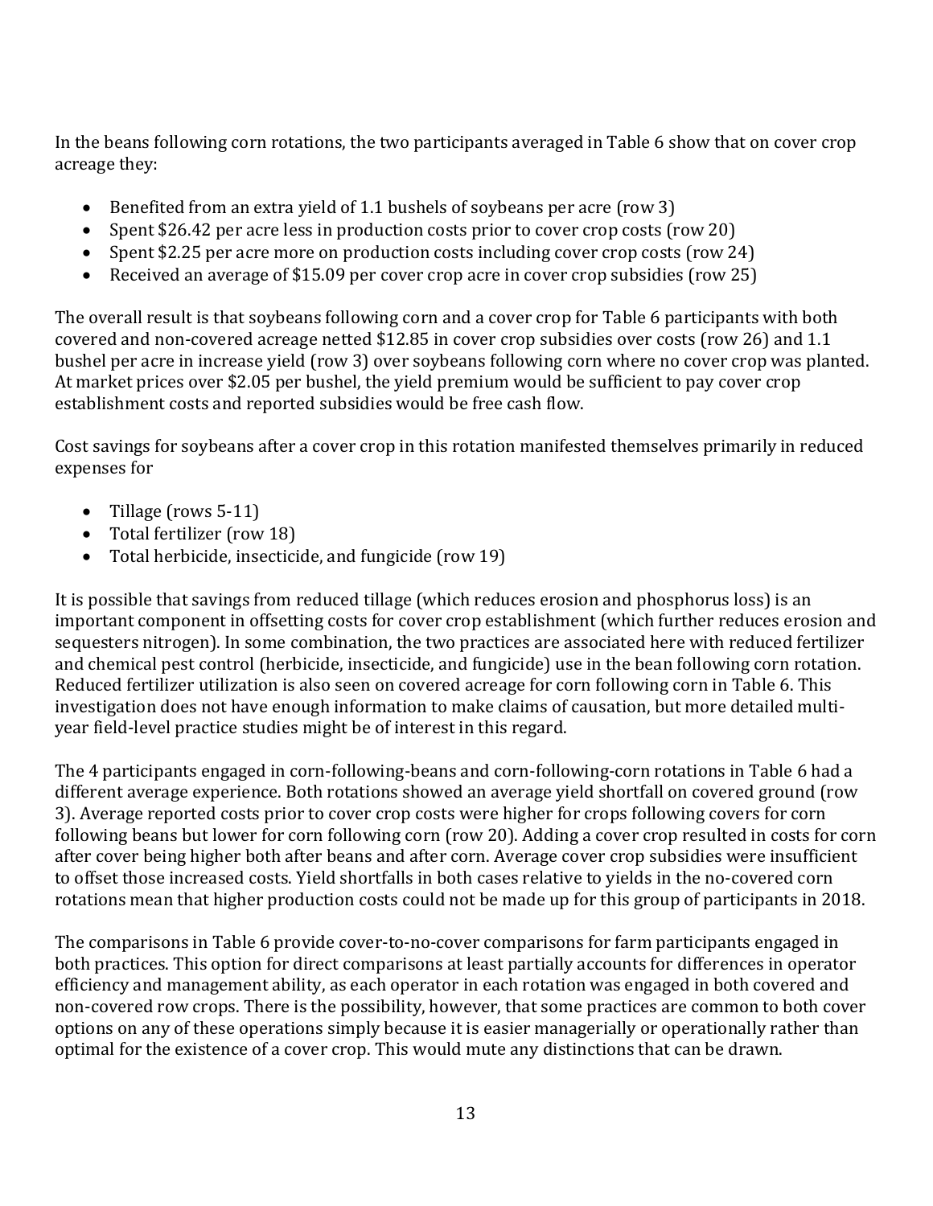In the beans following corn rotations, the two participants averaged in Table 6 show that on cover crop acreage they:

- Benefited from an extra yield of 1.1 bushels of soybeans per acre (row 3)
- Spent $26.42 per acre less in production costs prior to cover crop costs (row 20)
- Spent $2.25 per acre more on production costs including cover crop costs (row 24)
- Received an average of $15.09 per cover crop acre in cover crop subsidies (row 25)

The overall result is that soybeans following corn and a cover crop for Table 6 participants with both covered and non-covered acreage netted $12.85 in cover crop subsidies over costs (row 26) and 1.1 bushel per acre in increase yield (row 3) over soybeans following corn where no cover crop was planted. At market prices over $2.05 per bushel, the yield premium would be sufficient to pay cover crop establishment costs and reported subsidies would be free cash flow.

Cost savings for soybeans after a cover crop in this rotation manifested themselves primarily in reduced expenses for

- Tillage (rows 5-11)
- Total fertilizer (row 18)
- Total herbicide, insecticide, and fungicide (row 19)

It is possible that savings from reduced tillage (which reduces erosion and phosphorus loss) is an important component in offsetting costs for cover crop establishment (which further reduces erosion and sequesters nitrogen). In some combination, the two practices are associated here with reduced fertilizer and chemical pest control (herbicide, insecticide, and fungicide) use in the bean following corn rotation. Reduced fertilizer utilization is also seen on covered acreage for corn following corn in Table 6. This investigation does not have enough information to make claims of causation, but more detailed multi-year field-level practice studies might be of interest in this regard.

The 4 participants engaged in corn-following-beans and corn-following-corn rotations in Table 6 had a different average experience. Both rotations showed an average yield shortfall on covered ground (row 3). Average reported costs prior to cover crop costs were higher for crops following covers for corn following beans but lower for corn following corn (row 20). Adding a cover crop resulted in costs for corn after cover being higher both after beans and after corn. Average cover crop subsidies were insufficient to offset those increased costs. Yield shortfalls in both cases relative to yields in the no-covered corn rotations mean that higher production costs could not be made up for this group of participants in 2018.

The comparisons in Table 6 provide cover-to-no-cover comparisons for farm participants engaged in both practices. This option for direct comparisons at least partially accounts for differences in operator efficiency and management ability, as each operator in each rotation was engaged in both covered and non-covered row crops. There is the possibility, however, that some practices are common to both cover options on any of these operations simply because it is easier managerially or operationally rather than optimal for the existence of a cover crop. This would mute any distinctions that can be drawn.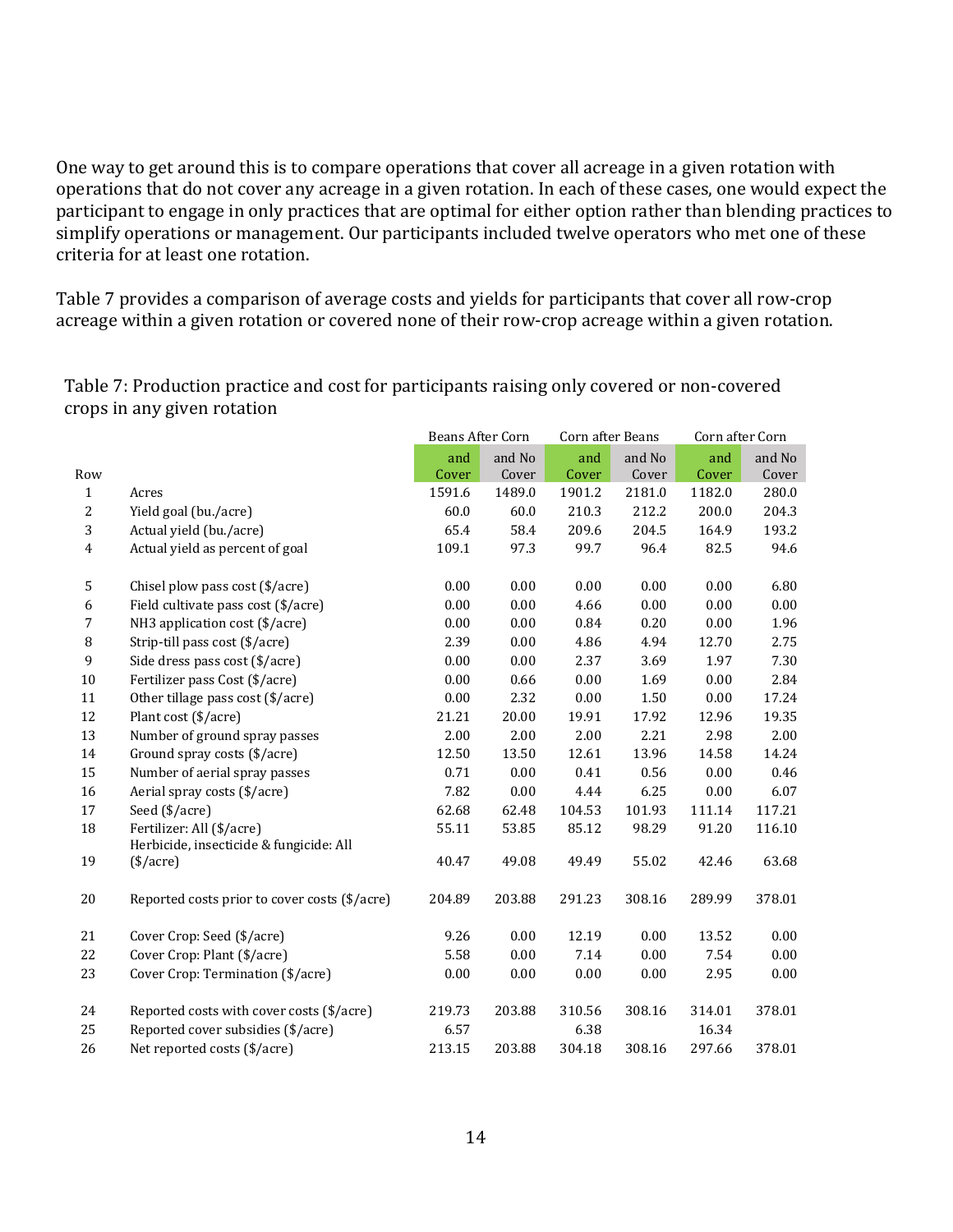One way to get around this is to compare operations that cover all acreage in a given rotation with operations that do not cover any acreage in a given rotation. In each of these cases, one would expect the participant to engage in only practices that are optimal for either option rather than blending practices to simplify operations or management. Our participants included twelve operators who met one of these criteria for at least one rotation.

Table 7 provides a comparison of average costs and yields for participants that cover all row-crop acreage within a given rotation or covered none of their row-crop acreage within a given rotation.

Table 7: Production practice and cost for participants raising only covered or non-covered crops in any given rotation

| | | Beans After Corn | | Corn after Beans | | Corn after Corn | |
|---|---|---|---|---|---|---|---|
| Row | | and Cover | and No Cover | and Cover | and No Cover | and Cover | and No Cover |
| 1 | Acres | 1591.6 | 1489.0 | 1901.2 | 2181.0 | 1182.0 | 280.0 |
| 2 | Yield goal (bu./acre) | 60.0 | 60.0 | 210.3 | 212.2 | 200.0 | 204.3 |
| 3 | Actual yield (bu./acre) | 65.4 | 58.4 | 209.6 | 204.5 | 164.9 | 193.2 |
| 4 | Actual yield as percent of goal | 109.1 | 97.3 | 99.7 | 96.4 | 82.5 | 94.6 |
| 5 | Chisel plow pass cost ($/acre) | 0.00 | 0.00 | 0.00 | 0.00 | 0.00 | 6.80 |
| 6 | Field cultivate pass cost ($/acre) | 0.00 | 0.00 | 4.66 | 0.00 | 0.00 | 0.00 |
| 7 | NH3 application cost ($/acre) | 0.00 | 0.00 | 0.84 | 0.20 | 0.00 | 1.96 |
| 8 | Strip-till pass cost ($/acre) | 2.39 | 0.00 | 4.86 | 4.94 | 12.70 | 2.75 |
| 9 | Side dress pass cost ($/acre) | 0.00 | 0.00 | 2.37 | 3.69 | 1.97 | 7.30 |
| 10 | Fertilizer pass Cost ($/acre) | 0.00 | 0.66 | 0.00 | 1.69 | 0.00 | 2.84 |
| 11 | Other tillage pass cost ($/acre) | 0.00 | 2.32 | 0.00 | 1.50 | 0.00 | 17.24 |
| 12 | Plant cost ($/acre) | 21.21 | 20.00 | 19.91 | 17.92 | 12.96 | 19.35 |
| 13 | Number of ground spray passes | 2.00 | 2.00 | 2.00 | 2.21 | 2.98 | 2.00 |
| 14 | Ground spray costs ($/acre) | 12.50 | 13.50 | 12.61 | 13.96 | 14.58 | 14.24 |
| 15 | Number of aerial spray passes | 0.71 | 0.00 | 0.41 | 0.56 | 0.00 | 0.46 |
| 16 | Aerial spray costs ($/acre) | 7.82 | 0.00 | 4.44 | 6.25 | 0.00 | 6.07 |
| 17 | Seed ($/acre) | 62.68 | 62.48 | 104.53 | 101.93 | 111.14 | 117.21 |
| 18 | Fertilizer: All ($/acre) | 55.11 | 53.85 | 85.12 | 98.29 | 91.20 | 116.10 |
| 19 | Herbicide, insecticide & fungicide: All ($/acre) | 40.47 | 49.08 | 49.49 | 55.02 | 42.46 | 63.68 |
| 20 | Reported costs prior to cover costs ($/acre) | 204.89 | 203.88 | 291.23 | 308.16 | 289.99 | 378.01 |
| 21 | Cover Crop: Seed ($/acre) | 9.26 | 0.00 | 12.19 | 0.00 | 13.52 | 0.00 |
| 22 | Cover Crop: Plant ($/acre) | 5.58 | 0.00 | 7.14 | 0.00 | 7.54 | 0.00 |
| 23 | Cover Crop: Termination ($/acre) | 0.00 | 0.00 | 0.00 | 0.00 | 2.95 | 0.00 |
| 24 | Reported costs with cover costs ($/acre) | 219.73 | 203.88 | 310.56 | 308.16 | 314.01 | 378.01 |
| 25 | Reported cover subsidies ($/acre) | 6.57 | | 6.38 | | 16.34 | |
| 26 | Net reported costs ($/acre) | 213.15 | 203.88 | 304.18 | 308.16 | 297.66 | 378.01 |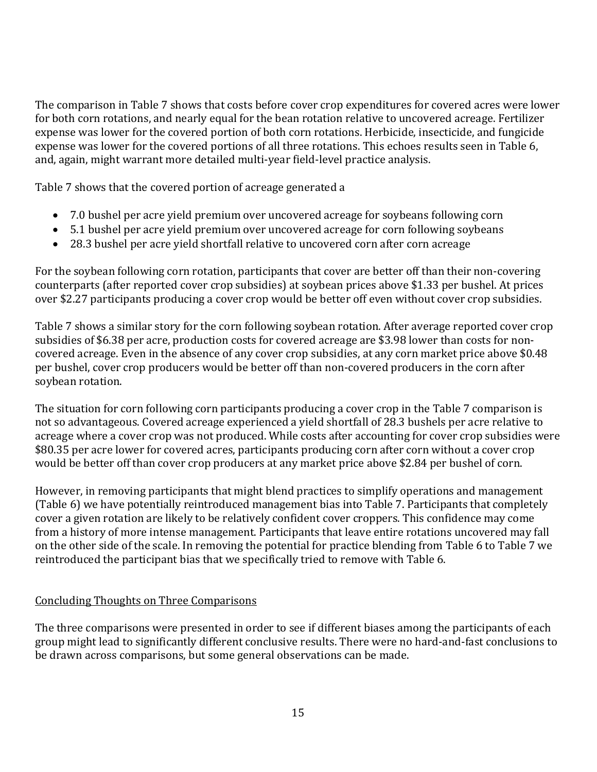The comparison in Table 7 shows that costs before cover crop expenditures for covered acres were lower for both corn rotations, and nearly equal for the bean rotation relative to uncovered acreage. Fertilizer expense was lower for the covered portion of both corn rotations. Herbicide, insecticide, and fungicide expense was lower for the covered portions of all three rotations. This echoes results seen in Table 6, and, again, might warrant more detailed multi-year field-level practice analysis.

Table 7 shows that the covered portion of acreage generated a

- 7.0 bushel per acre yield premium over uncovered acreage for soybeans following corn
- 5.1 bushel per acre yield premium over uncovered acreage for corn following soybeans
- 28.3 bushel per acre yield shortfall relative to uncovered corn after corn acreage

For the soybean following corn rotation, participants that cover are better off than their non-covering counterparts (after reported cover crop subsidies) at soybean prices above $1.33 per bushel. At prices over $2.27 participants producing a cover crop would be better off even without cover crop subsidies.

Table 7 shows a similar story for the corn following soybean rotation. After average reported cover crop subsidies of $6.38 per acre, production costs for covered acreage are $3.98 lower than costs for non-covered acreage. Even in the absence of any cover crop subsidies, at any corn market price above $0.48 per bushel, cover crop producers would be better off than non-covered producers in the corn after soybean rotation.

The situation for corn following corn participants producing a cover crop in the Table 7 comparison is not so advantageous. Covered acreage experienced a yield shortfall of 28.3 bushels per acre relative to acreage where a cover crop was not produced. While costs after accounting for cover crop subsidies were $80.35 per acre lower for covered acres, participants producing corn after corn without a cover crop would be better off than cover crop producers at any market price above $2.84 per bushel of corn.

However, in removing participants that might blend practices to simplify operations and management (Table 6) we have potentially reintroduced management bias into Table 7. Participants that completely cover a given rotation are likely to be relatively confident cover croppers. This confidence may come from a history of more intense management. Participants that leave entire rotations uncovered may fall on the other side of the scale. In removing the potential for practice blending from Table 6 to Table 7 we reintroduced the participant bias that we specifically tried to remove with Table 6.

## Concluding Thoughts on Three Comparisons

The three comparisons were presented in order to see if different biases among the participants of each group might lead to significantly different conclusive results. There were no hard-and-fast conclusions to be drawn across comparisons, but some general observations can be made.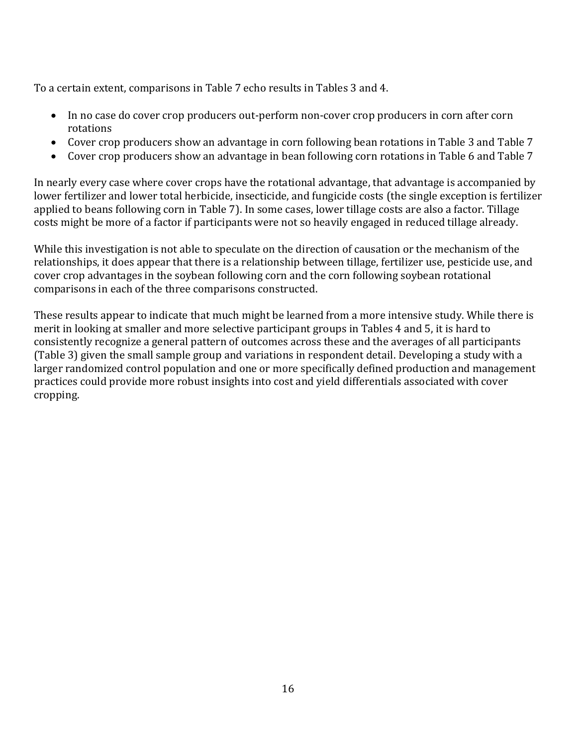To a certain extent, comparisons in Table 7 echo results in Tables 3 and 4.

- In no case do cover crop producers out-perform non-cover crop producers in corn after corn rotations
- Cover crop producers show an advantage in corn following bean rotations in Table 3 and Table 7
- Cover crop producers show an advantage in bean following corn rotations in Table 6 and Table 7

In nearly every case where cover crops have the rotational advantage, that advantage is accompanied by lower fertilizer and lower total herbicide, insecticide, and fungicide costs (the single exception is fertilizer applied to beans following corn in Table 7). In some cases, lower tillage costs are also a factor. Tillage costs might be more of a factor if participants were not so heavily engaged in reduced tillage already.

While this investigation is not able to speculate on the direction of causation or the mechanism of the relationships, it does appear that there is a relationship between tillage, fertilizer use, pesticide use, and cover crop advantages in the soybean following corn and the corn following soybean rotational comparisons in each of the three comparisons constructed.

These results appear to indicate that much might be learned from a more intensive study. While there is merit in looking at smaller and more selective participant groups in Tables 4 and 5, it is hard to consistently recognize a general pattern of outcomes across these and the averages of all participants (Table 3) given the small sample group and variations in respondent detail. Developing a study with a larger randomized control population and one or more specifically defined production and management practices could provide more robust insights into cost and yield differentials associated with cover cropping.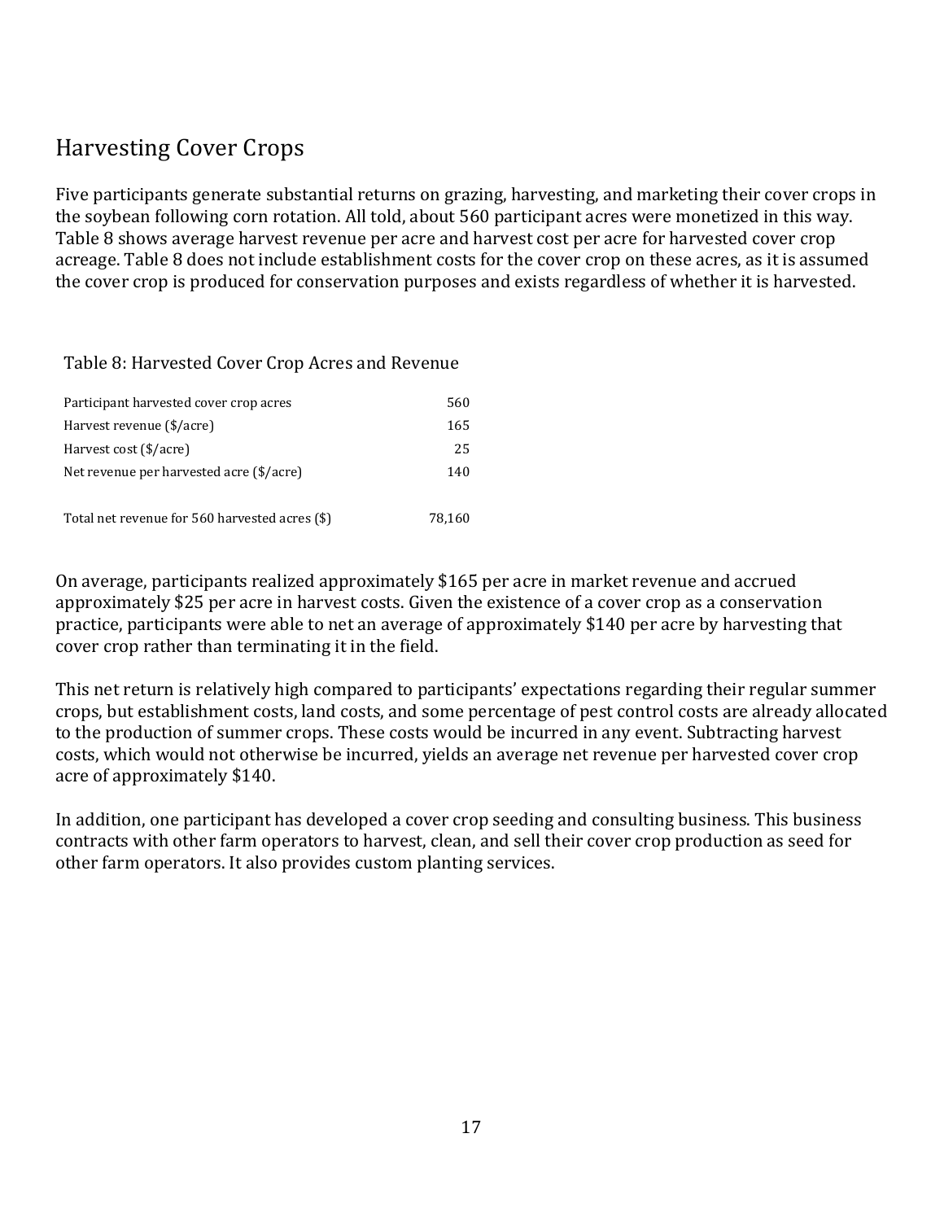## Harvesting Cover Crops

Five participants generate substantial returns on grazing, harvesting, and marketing their cover crops in the soybean following corn rotation. All told, about 560 participant acres were monetized in this way. Table 8 shows average harvest revenue per acre and harvest cost per acre for harvested cover crop acreage. Table 8 does not include establishment costs for the cover crop on these acres, as it is assumed the cover crop is produced for conservation purposes and exists regardless of whether it is harvested.

Table 8: Harvested Cover Crop Acres and Revenue

| | |
|---|---|
| Participant harvested cover crop acres | 560 |
| Harvest revenue ($/acre) | 165 |
| Harvest cost ($/acre) | 25 |
| Net revenue per harvested acre ($/acre) | 140 |
| | |
| Total net revenue for 560 harvested acres ($) | 78,160 |

On average, participants realized approximately $165 per acre in market revenue and accrued approximately $25 per acre in harvest costs. Given the existence of a cover crop as a conservation practice, participants were able to net an average of approximately $140 per acre by harvesting that cover crop rather than terminating it in the field.

This net return is relatively high compared to participants' expectations regarding their regular summer crops, but establishment costs, land costs, and some percentage of pest control costs are already allocated to the production of summer crops. These costs would be incurred in any event. Subtracting harvest costs, which would not otherwise be incurred, yields an average net revenue per harvested cover crop acre of approximately $140.

In addition, one participant has developed a cover crop seeding and consulting business. This business contracts with other farm operators to harvest, clean, and sell their cover crop production as seed for other farm operators. It also provides custom planting services.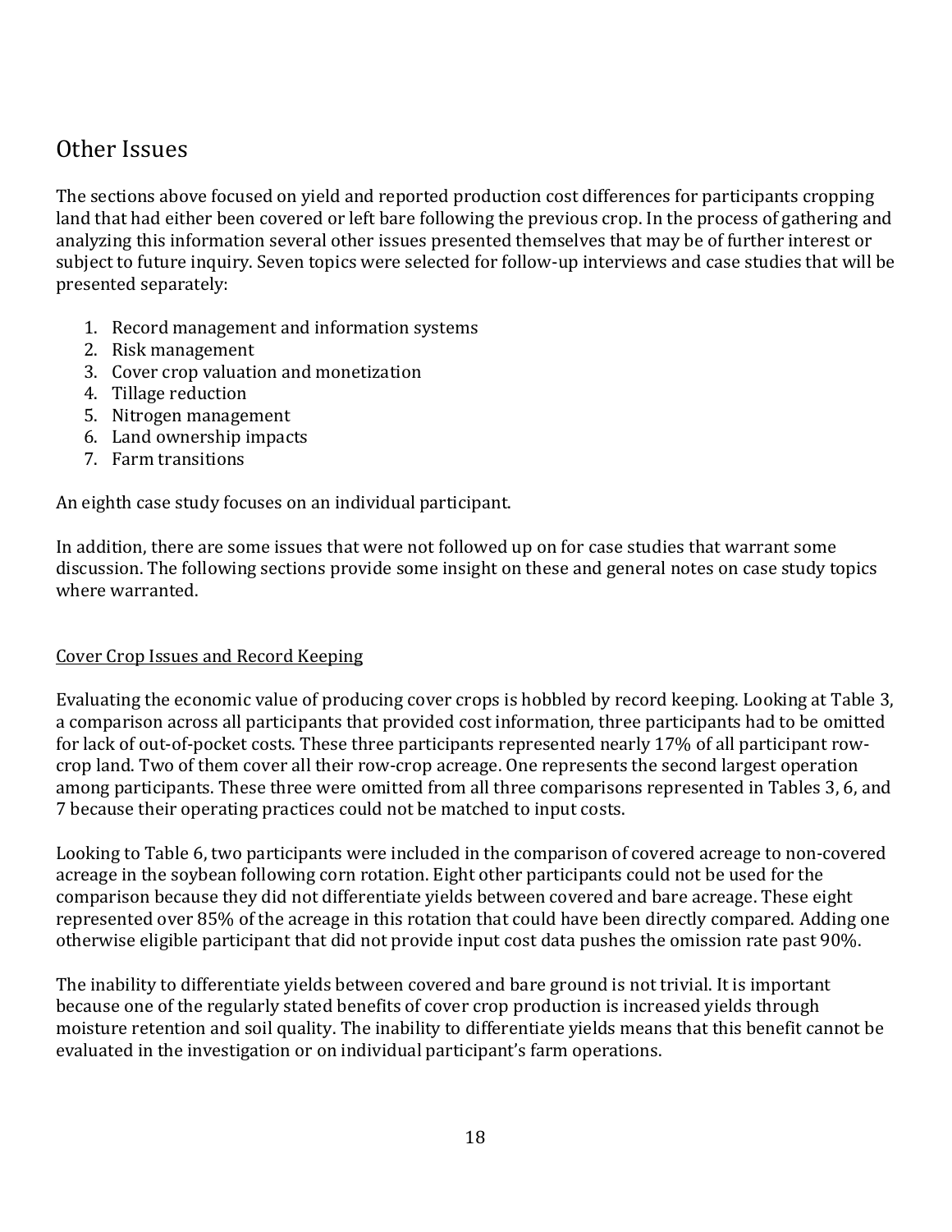## Other Issues

The sections above focused on yield and reported production cost differences for participants cropping land that had either been covered or left bare following the previous crop. In the process of gathering and analyzing this information several other issues presented themselves that may be of further interest or subject to future inquiry. Seven topics were selected for follow-up interviews and case studies that will be presented separately:

1. Record management and information systems
2. Risk management
3. Cover crop valuation and monetization
4. Tillage reduction
5. Nitrogen management
6. Land ownership impacts
7. Farm transitions

An eighth case study focuses on an individual participant.

In addition, there are some issues that were not followed up on for case studies that warrant some discussion. The following sections provide some insight on these and general notes on case study topics where warranted.

### Cover Crop Issues and Record Keeping

Evaluating the economic value of producing cover crops is hobbled by record keeping. Looking at Table 3, a comparison across all participants that provided cost information, three participants had to be omitted for lack of out-of-pocket costs. These three participants represented nearly 17% of all participant row-crop land. Two of them cover all their row-crop acreage. One represents the second largest operation among participants. These three were omitted from all three comparisons represented in Tables 3, 6, and 7 because their operating practices could not be matched to input costs.

Looking to Table 6, two participants were included in the comparison of covered acreage to non-covered acreage in the soybean following corn rotation. Eight other participants could not be used for the comparison because they did not differentiate yields between covered and bare acreage. These eight represented over 85% of the acreage in this rotation that could have been directly compared. Adding one otherwise eligible participant that did not provide input cost data pushes the omission rate past 90%.

The inability to differentiate yields between covered and bare ground is not trivial. It is important because one of the regularly stated benefits of cover crop production is increased yields through moisture retention and soil quality. The inability to differentiate yields means that this benefit cannot be evaluated in the investigation or on individual participant's farm operations.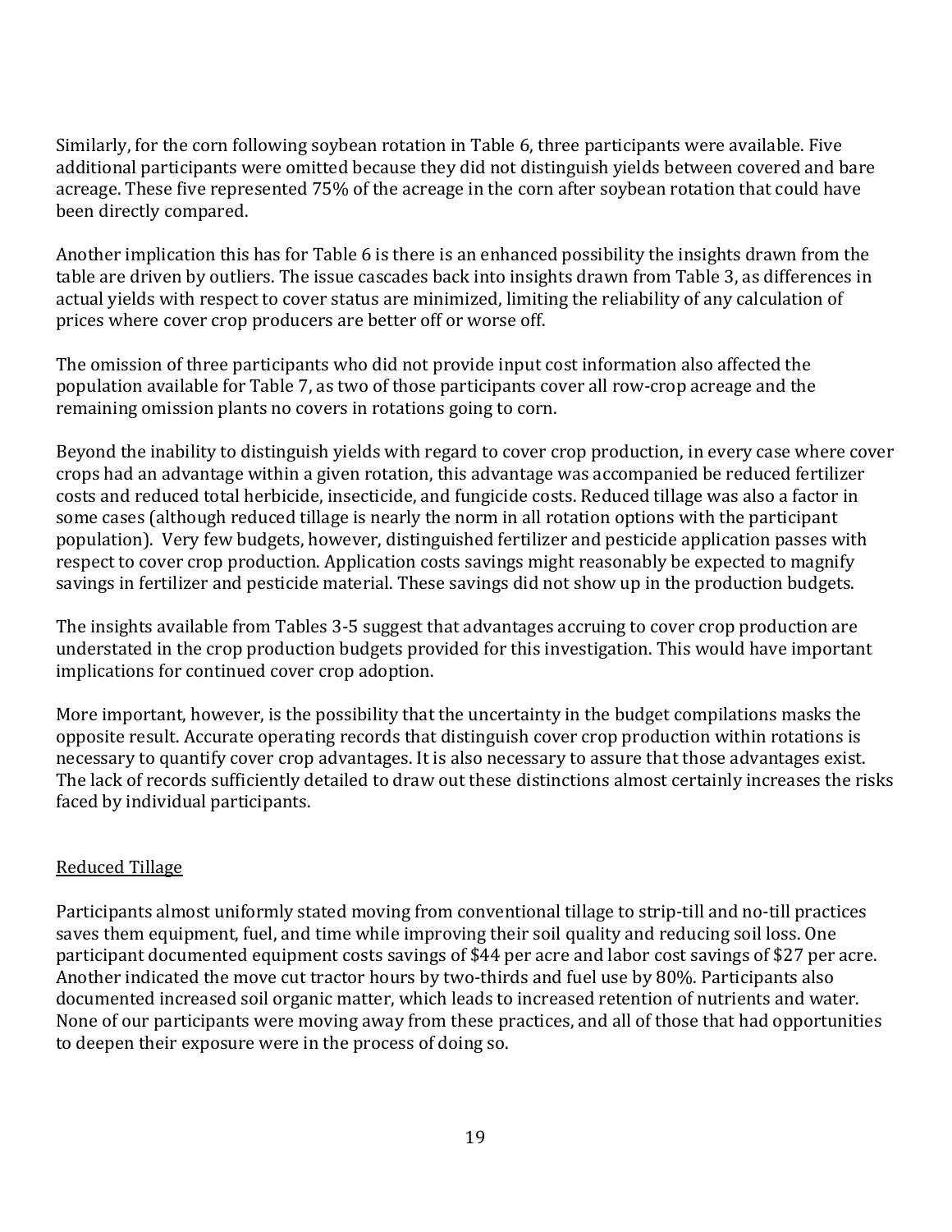Similarly, for the corn following soybean rotation in Table 6, three participants were available. Five additional participants were omitted because they did not distinguish yields between covered and bare acreage. These five represented 75% of the acreage in the corn after soybean rotation that could have been directly compared.

Another implication this has for Table 6 is there is an enhanced possibility the insights drawn from the table are driven by outliers. The issue cascades back into insights drawn from Table 3, as differences in actual yields with respect to cover status are minimized, limiting the reliability of any calculation of prices where cover crop producers are better off or worse off.

The omission of three participants who did not provide input cost information also affected the population available for Table 7, as two of those participants cover all row-crop acreage and the remaining omission plants no covers in rotations going to corn.

Beyond the inability to distinguish yields with regard to cover crop production, in every case where cover crops had an advantage within a given rotation, this advantage was accompanied be reduced fertilizer costs and reduced total herbicide, insecticide, and fungicide costs. Reduced tillage was also a factor in some cases (although reduced tillage is nearly the norm in all rotation options with the participant population). Very few budgets, however, distinguished fertilizer and pesticide application passes with respect to cover crop production. Application costs savings might reasonably be expected to magnify savings in fertilizer and pesticide material. These savings did not show up in the production budgets.

The insights available from Tables 3-5 suggest that advantages accruing to cover crop production are understated in the crop production budgets provided for this investigation. This would have important implications for continued cover crop adoption.

More important, however, is the possibility that the uncertainty in the budget compilations masks the opposite result. Accurate operating records that distinguish cover crop production within rotations is necessary to quantify cover crop advantages. It is also necessary to assure that those advantages exist. The lack of records sufficiently detailed to draw out these distinctions almost certainly increases the risks faced by individual participants.

## Reduced Tillage

Participants almost uniformly stated moving from conventional tillage to strip-till and no-till practices saves them equipment, fuel, and time while improving their soil quality and reducing soil loss. One participant documented equipment costs savings of $44 per acre and labor cost savings of $27 per acre. Another indicated the move cut tractor hours by two-thirds and fuel use by 80%. Participants also documented increased soil organic matter, which leads to increased retention of nutrients and water. None of our participants were moving away from these practices, and all of those that had opportunities to deepen their exposure were in the process of doing so.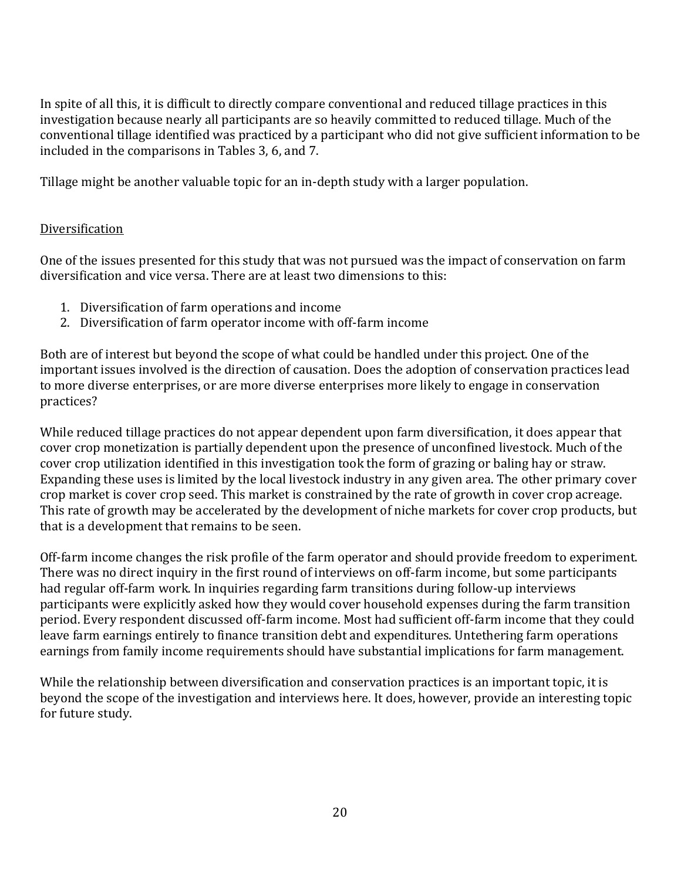In spite of all this, it is difficult to directly compare conventional and reduced tillage practices in this investigation because nearly all participants are so heavily committed to reduced tillage. Much of the conventional tillage identified was practiced by a participant who did not give sufficient information to be included in the comparisons in Tables 3, 6, and 7.

Tillage might be another valuable topic for an in-depth study with a larger population.

<u>Diversification</u>

One of the issues presented for this study that was not pursued was the impact of conservation on farm diversification and vice versa. There are at least two dimensions to this:

1. Diversification of farm operations and income
2. Diversification of farm operator income with off-farm income

Both are of interest but beyond the scope of what could be handled under this project. One of the important issues involved is the direction of causation. Does the adoption of conservation practices lead to more diverse enterprises, or are more diverse enterprises more likely to engage in conservation practices?

While reduced tillage practices do not appear dependent upon farm diversification, it does appear that cover crop monetization is partially dependent upon the presence of unconfined livestock. Much of the cover crop utilization identified in this investigation took the form of grazing or baling hay or straw. Expanding these uses is limited by the local livestock industry in any given area. The other primary cover crop market is cover crop seed. This market is constrained by the rate of growth in cover crop acreage. This rate of growth may be accelerated by the development of niche markets for cover crop products, but that is a development that remains to be seen.

Off-farm income changes the risk profile of the farm operator and should provide freedom to experiment. There was no direct inquiry in the first round of interviews on off-farm income, but some participants had regular off-farm work. In inquiries regarding farm transitions during follow-up interviews participants were explicitly asked how they would cover household expenses during the farm transition period. Every respondent discussed off-farm income. Most had sufficient off-farm income that they could leave farm earnings entirely to finance transition debt and expenditures. Untethering farm operations earnings from family income requirements should have substantial implications for farm management.

While the relationship between diversification and conservation practices is an important topic, it is beyond the scope of the investigation and interviews here. It does, however, provide an interesting topic for future study.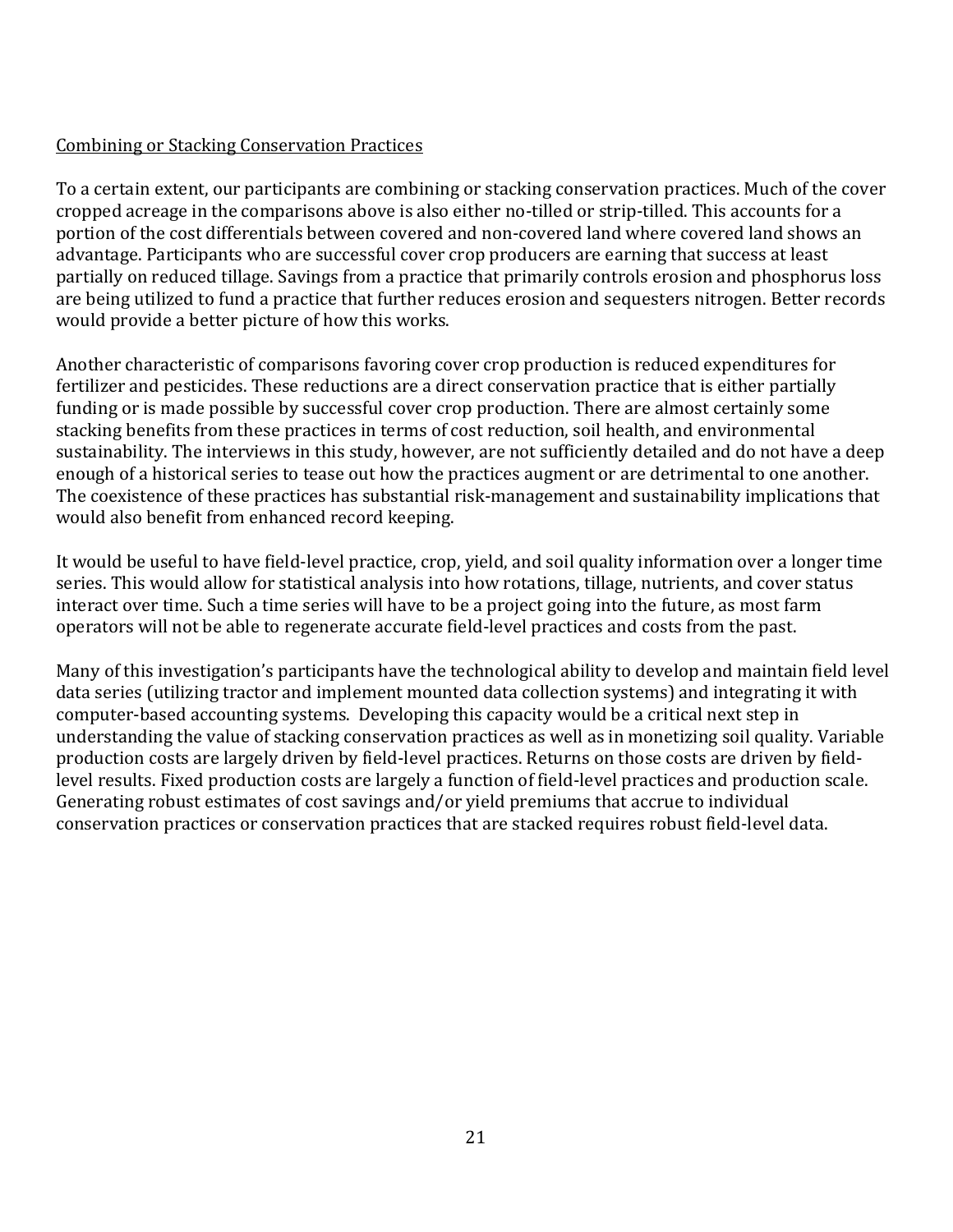Combining or Stacking Conservation Practices

To a certain extent, our participants are combining or stacking conservation practices. Much of the cover cropped acreage in the comparisons above is also either no-tilled or strip-tilled. This accounts for a portion of the cost differentials between covered and non-covered land where covered land shows an advantage. Participants who are successful cover crop producers are earning that success at least partially on reduced tillage. Savings from a practice that primarily controls erosion and phosphorus loss are being utilized to fund a practice that further reduces erosion and sequesters nitrogen. Better records would provide a better picture of how this works.

Another characteristic of comparisons favoring cover crop production is reduced expenditures for fertilizer and pesticides. These reductions are a direct conservation practice that is either partially funding or is made possible by successful cover crop production. There are almost certainly some stacking benefits from these practices in terms of cost reduction, soil health, and environmental sustainability. The interviews in this study, however, are not sufficiently detailed and do not have a deep enough of a historical series to tease out how the practices augment or are detrimental to one another. The coexistence of these practices has substantial risk-management and sustainability implications that would also benefit from enhanced record keeping.

It would be useful to have field-level practice, crop, yield, and soil quality information over a longer time series. This would allow for statistical analysis into how rotations, tillage, nutrients, and cover status interact over time. Such a time series will have to be a project going into the future, as most farm operators will not be able to regenerate accurate field-level practices and costs from the past.

Many of this investigation's participants have the technological ability to develop and maintain field level data series (utilizing tractor and implement mounted data collection systems) and integrating it with computer-based accounting systems. Developing this capacity would be a critical next step in understanding the value of stacking conservation practices as well as in monetizing soil quality. Variable production costs are largely driven by field-level practices. Returns on those costs are driven by field-level results. Fixed production costs are largely a function of field-level practices and production scale. Generating robust estimates of cost savings and/or yield premiums that accrue to individual conservation practices or conservation practices that are stacked requires robust field-level data.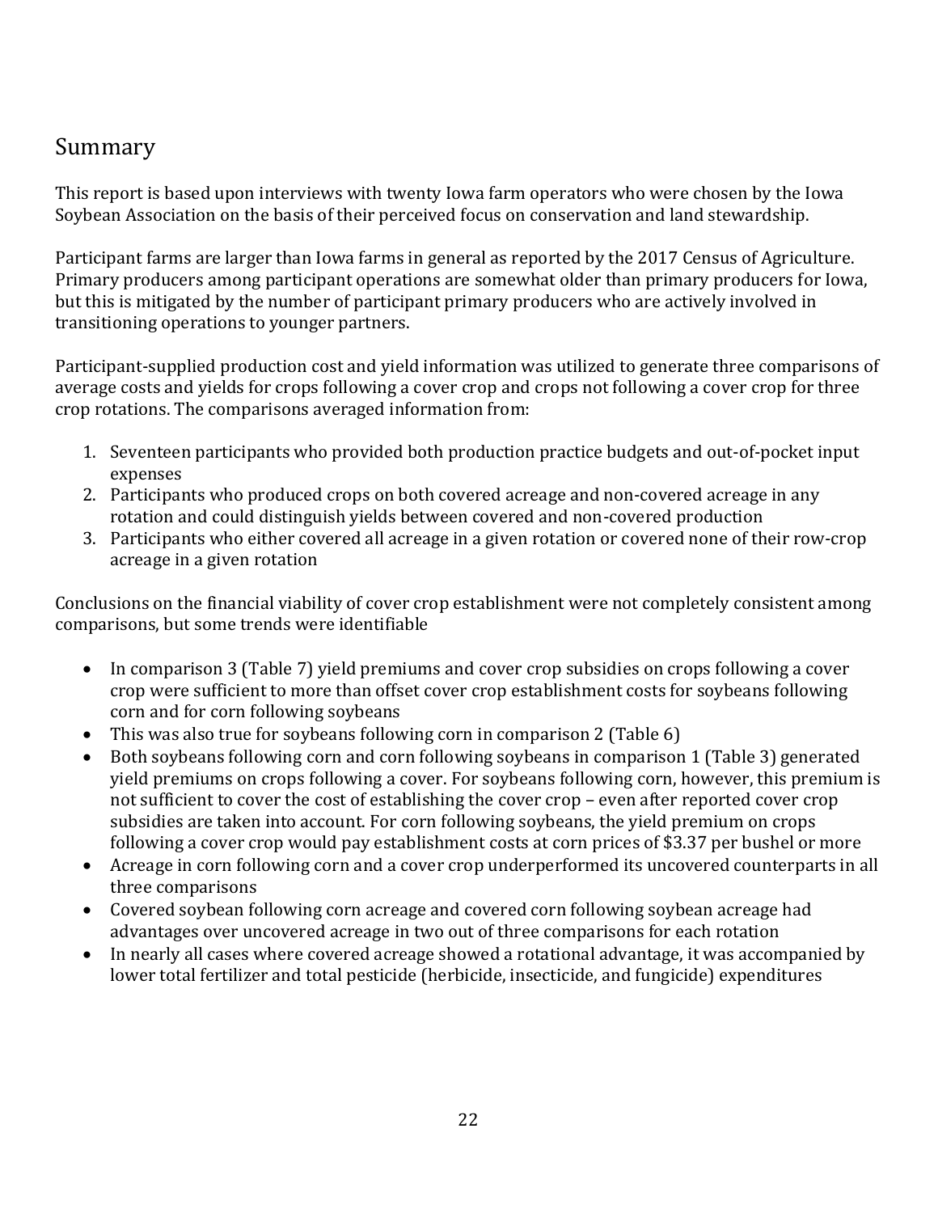## Summary

This report is based upon interviews with twenty Iowa farm operators who were chosen by the Iowa Soybean Association on the basis of their perceived focus on conservation and land stewardship.

Participant farms are larger than Iowa farms in general as reported by the 2017 Census of Agriculture. Primary producers among participant operations are somewhat older than primary producers for Iowa, but this is mitigated by the number of participant primary producers who are actively involved in transitioning operations to younger partners.

Participant-supplied production cost and yield information was utilized to generate three comparisons of average costs and yields for crops following a cover crop and crops not following a cover crop for three crop rotations. The comparisons averaged information from:

1. Seventeen participants who provided both production practice budgets and out-of-pocket input expenses
2. Participants who produced crops on both covered acreage and non-covered acreage in any rotation and could distinguish yields between covered and non-covered production
3. Participants who either covered all acreage in a given rotation or covered none of their row-crop acreage in a given rotation

Conclusions on the financial viability of cover crop establishment were not completely consistent among comparisons, but some trends were identifiable

- In comparison 3 (Table 7) yield premiums and cover crop subsidies on crops following a cover crop were sufficient to more than offset cover crop establishment costs for soybeans following corn and for corn following soybeans
- This was also true for soybeans following corn in comparison 2 (Table 6)
- Both soybeans following corn and corn following soybeans in comparison 1 (Table 3) generated yield premiums on crops following a cover. For soybeans following corn, however, this premium is not sufficient to cover the cost of establishing the cover crop – even after reported cover crop subsidies are taken into account. For corn following soybeans, the yield premium on crops following a cover crop would pay establishment costs at corn prices of $3.37 per bushel or more
- Acreage in corn following corn and a cover crop underperformed its uncovered counterparts in all three comparisons
- Covered soybean following corn acreage and covered corn following soybean acreage had advantages over uncovered acreage in two out of three comparisons for each rotation
- In nearly all cases where covered acreage showed a rotational advantage, it was accompanied by lower total fertilizer and total pesticide (herbicide, insecticide, and fungicide) expenditures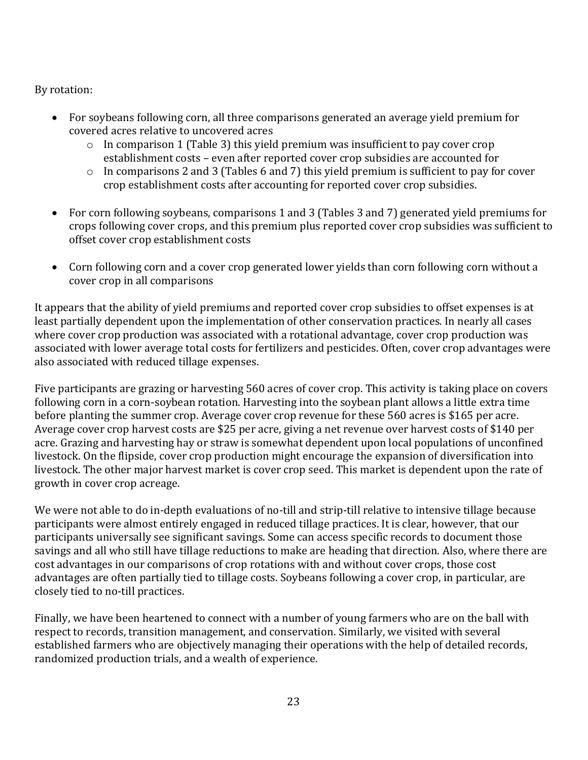By rotation:

- For soybeans following corn, all three comparisons generated an average yield premium for covered acres relative to uncovered acres
  - In comparison 1 (Table 3) this yield premium was insufficient to pay cover crop establishment costs – even after reported cover crop subsidies are accounted for
  - In comparisons 2 and 3 (Tables 6 and 7) this yield premium is sufficient to pay for cover crop establishment costs after accounting for reported cover crop subsidies.

- For corn following soybeans, comparisons 1 and 3 (Tables 3 and 7) generated yield premiums for crops following cover crops, and this premium plus reported cover crop subsidies was sufficient to offset cover crop establishment costs

- Corn following corn and a cover crop generated lower yields than corn following corn without a cover crop in all comparisons

It appears that the ability of yield premiums and reported cover crop subsidies to offset expenses is at least partially dependent upon the implementation of other conservation practices. In nearly all cases where cover crop production was associated with a rotational advantage, cover crop production was associated with lower average total costs for fertilizers and pesticides. Often, cover crop advantages were also associated with reduced tillage expenses.

Five participants are grazing or harvesting 560 acres of cover crop. This activity is taking place on covers following corn in a corn-soybean rotation. Harvesting into the soybean plant allows a little extra time before planting the summer crop. Average cover crop revenue for these 560 acres is $165 per acre. Average cover crop harvest costs are $25 per acre, giving a net revenue over harvest costs of $140 per acre. Grazing and harvesting hay or straw is somewhat dependent upon local populations of unconfined livestock. On the flipside, cover crop production might encourage the expansion of diversification into livestock. The other major harvest market is cover crop seed. This market is dependent upon the rate of growth in cover crop acreage.

We were not able to do in-depth evaluations of no-till and strip-till relative to intensive tillage because participants were almost entirely engaged in reduced tillage practices. It is clear, however, that our participants universally see significant savings. Some can access specific records to document those savings and all who still have tillage reductions to make are heading that direction. Also, where there are cost advantages in our comparisons of crop rotations with and without cover crops, those cost advantages are often partially tied to tillage costs. Soybeans following a cover crop, in particular, are closely tied to no-till practices.

Finally, we have been heartened to connect with a number of young farmers who are on the ball with respect to records, transition management, and conservation. Similarly, we visited with several established farmers who are objectively managing their operations with the help of detailed records, randomized production trials, and a wealth of experience.